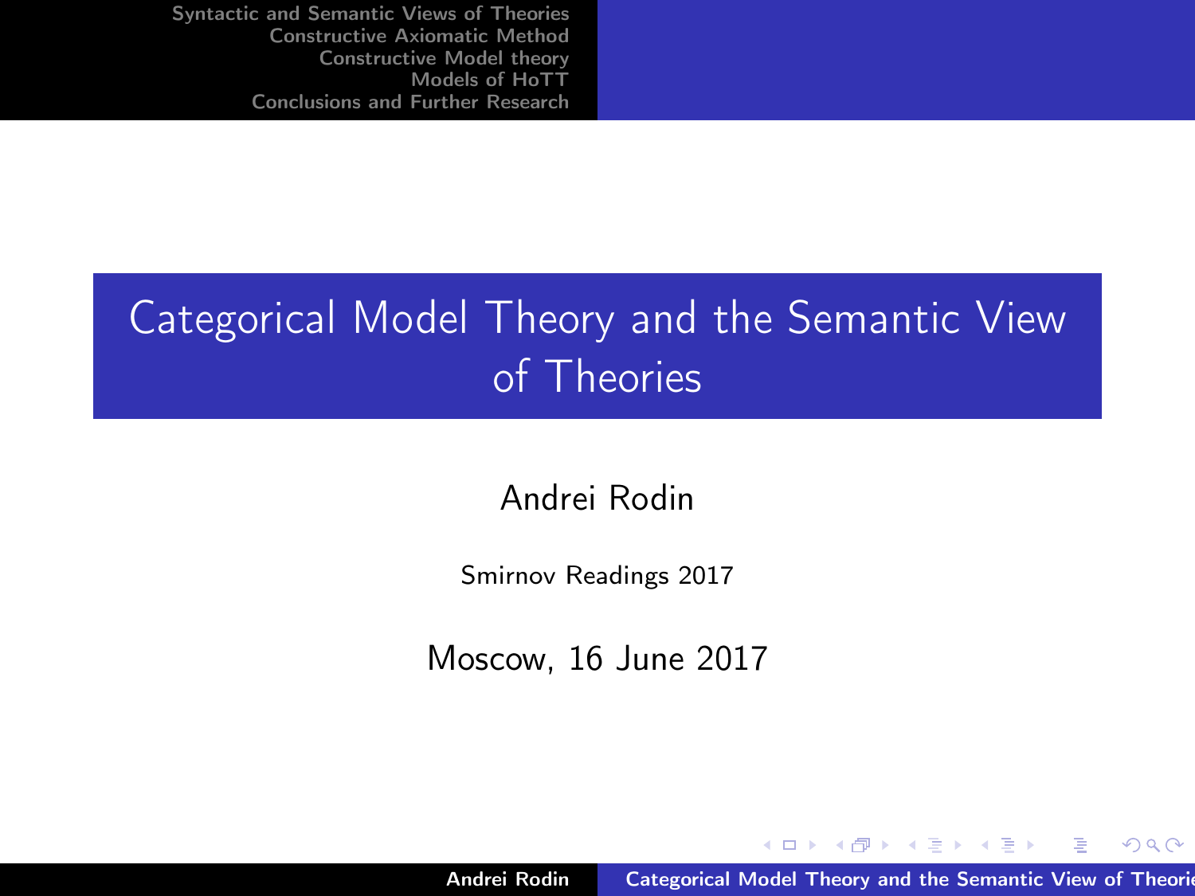# Categorical Model Theory and the Semantic View of Theories

Andrei Rodin

Smirnov Readings 2017

Moscow, 16 June 2017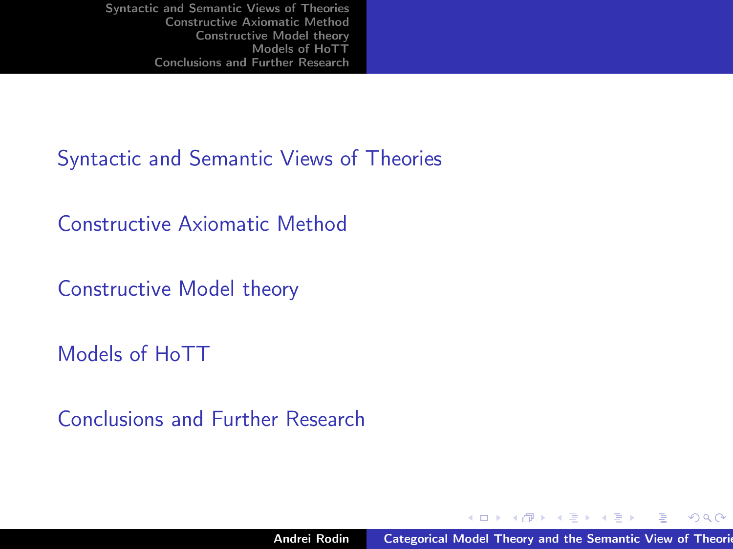- Syntactic and Semantic Views of Theories
- Constructive Axiomatic Method
- Constructive Model theory
- Models of HoTT
- Conclusions and Further Research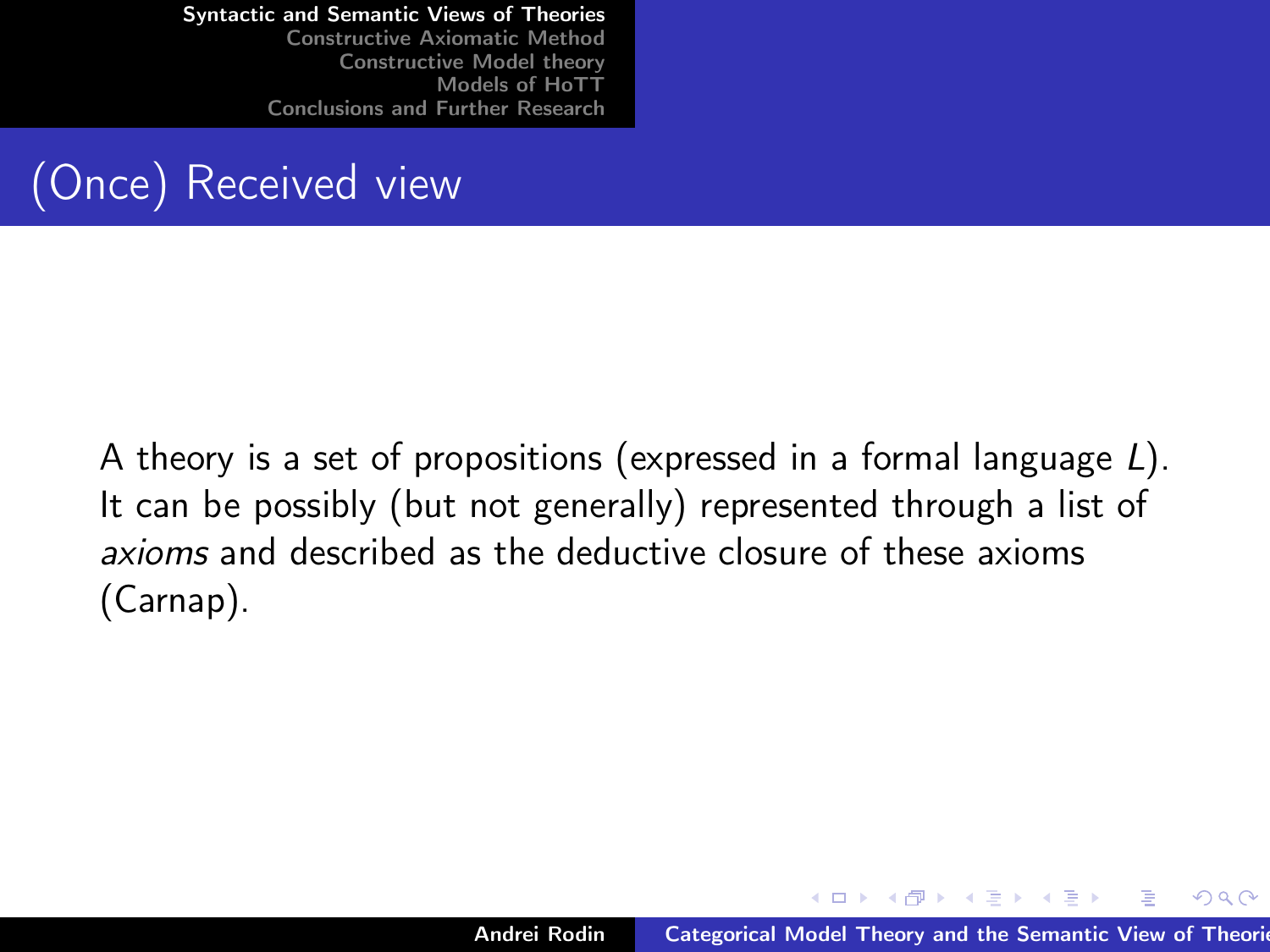# (Once) Received view

A theory is a set of propositions (expressed in a formal language $L$). It can be possibly (but not generally) represented through a list of *axioms* and described as the deductive closure of these axioms (Carnap).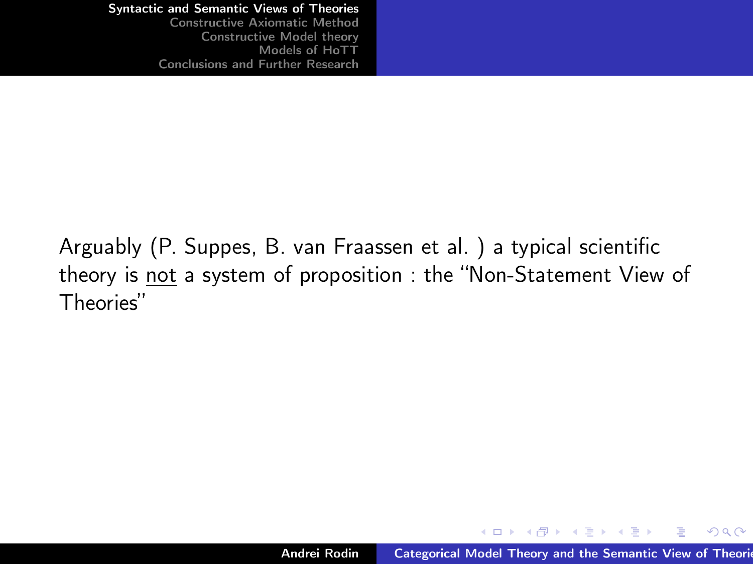Arguably (P. Suppes, B. van Fraassen et al. ) a typical scientific theory is <u>not</u> a system of proposition : the "Non-Statement View of Theories"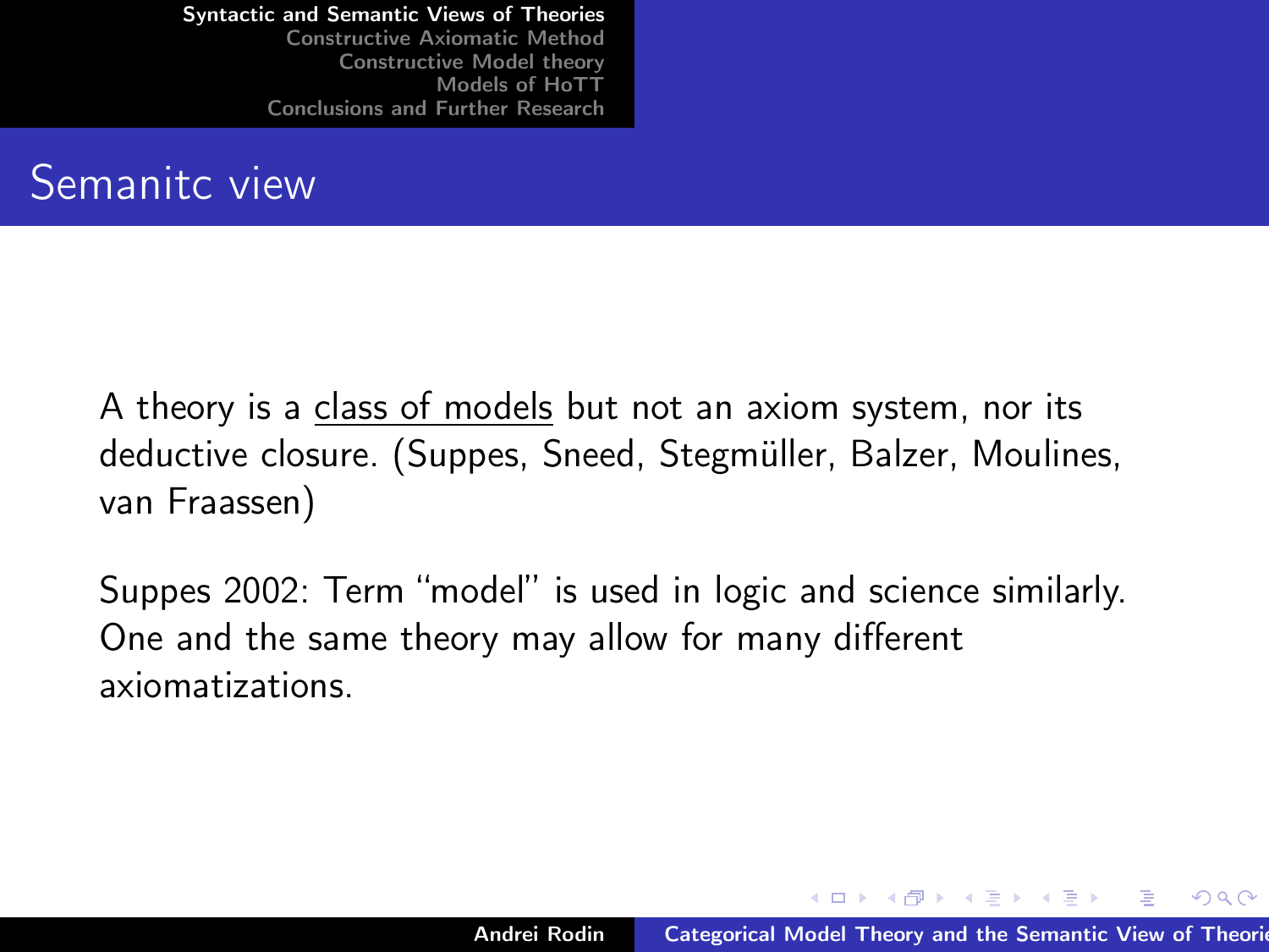# Semanitc view

A theory is a <u>class of models</u> but not an axiom system, nor its deductive closure. (Suppes, Sneed, Stegmüller, Balzer, Moulines, van Fraassen)

Suppes 2002: Term “model” is used in logic and science similarly. One and the same theory may allow for many different axiomatizations.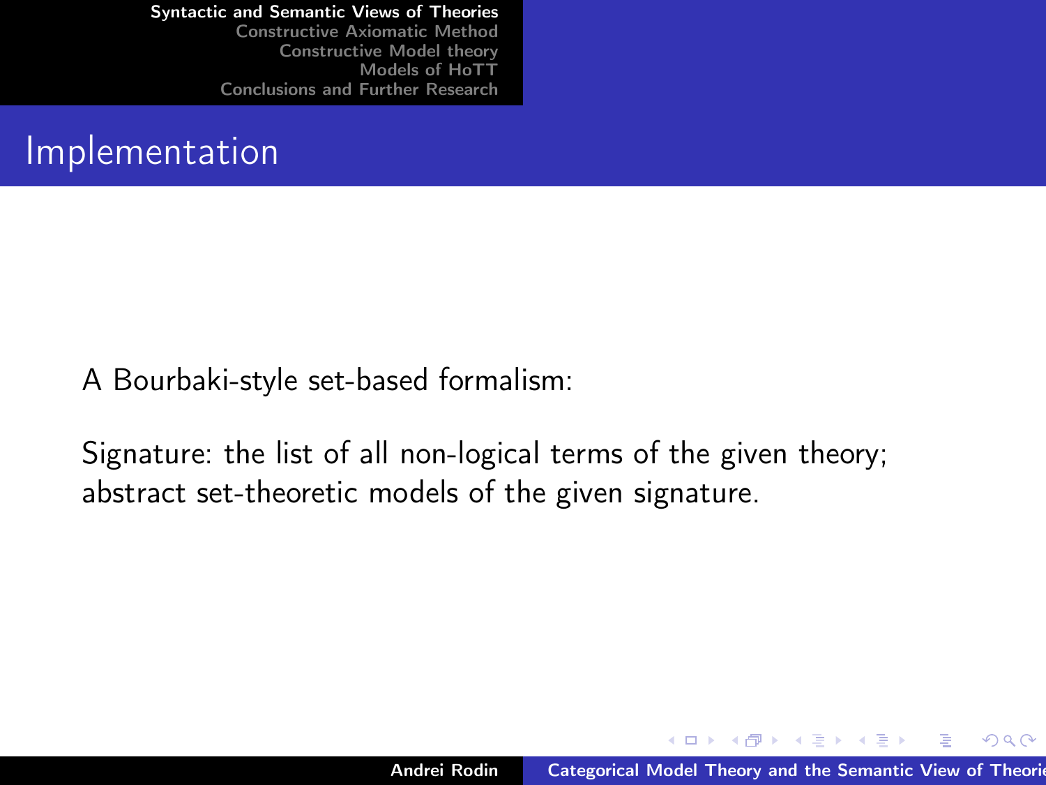## Implementation

A Bourbaki-style set-based formalism:

Signature: the list of all non-logical terms of the given theory; abstract set-theoretic models of the given signature.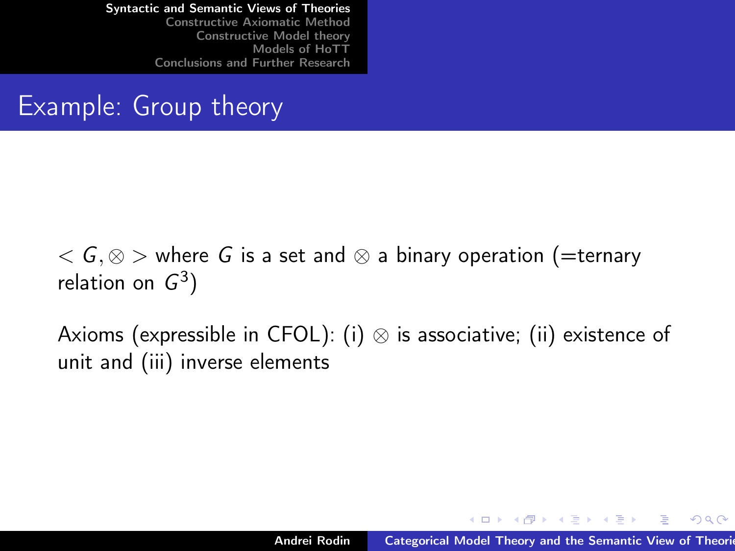## Example: Group theory

$< G, \otimes >$ where $G$ is a set and $\otimes$ a binary operation (=ternary relation on $G^3$)

Axioms (expressible in CFOL): (i) $\otimes$ is associative; (ii) existence of unit and (iii) inverse elements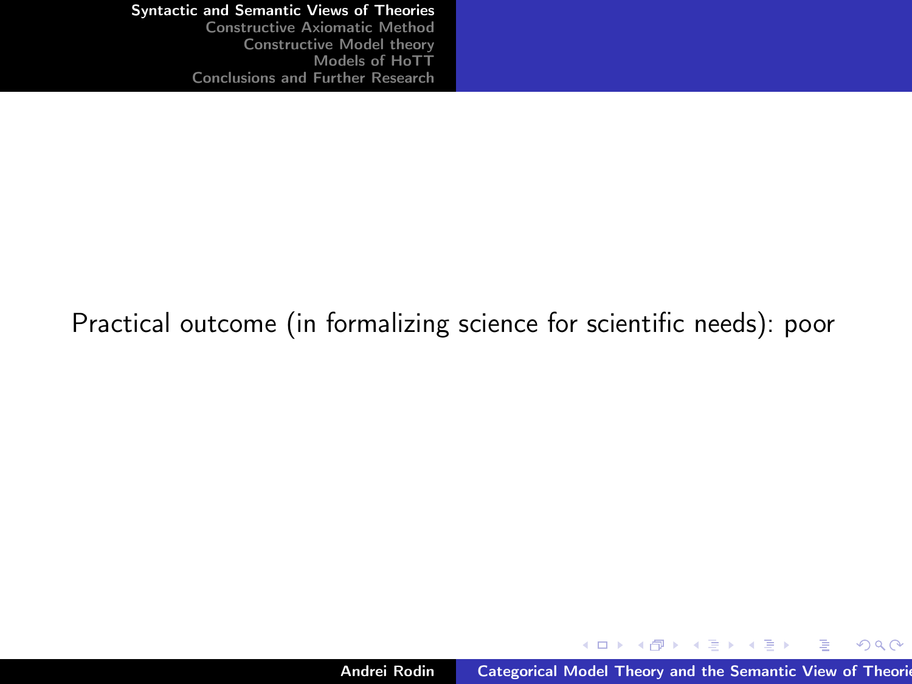Practical outcome (in formalizing science for scientific needs): poor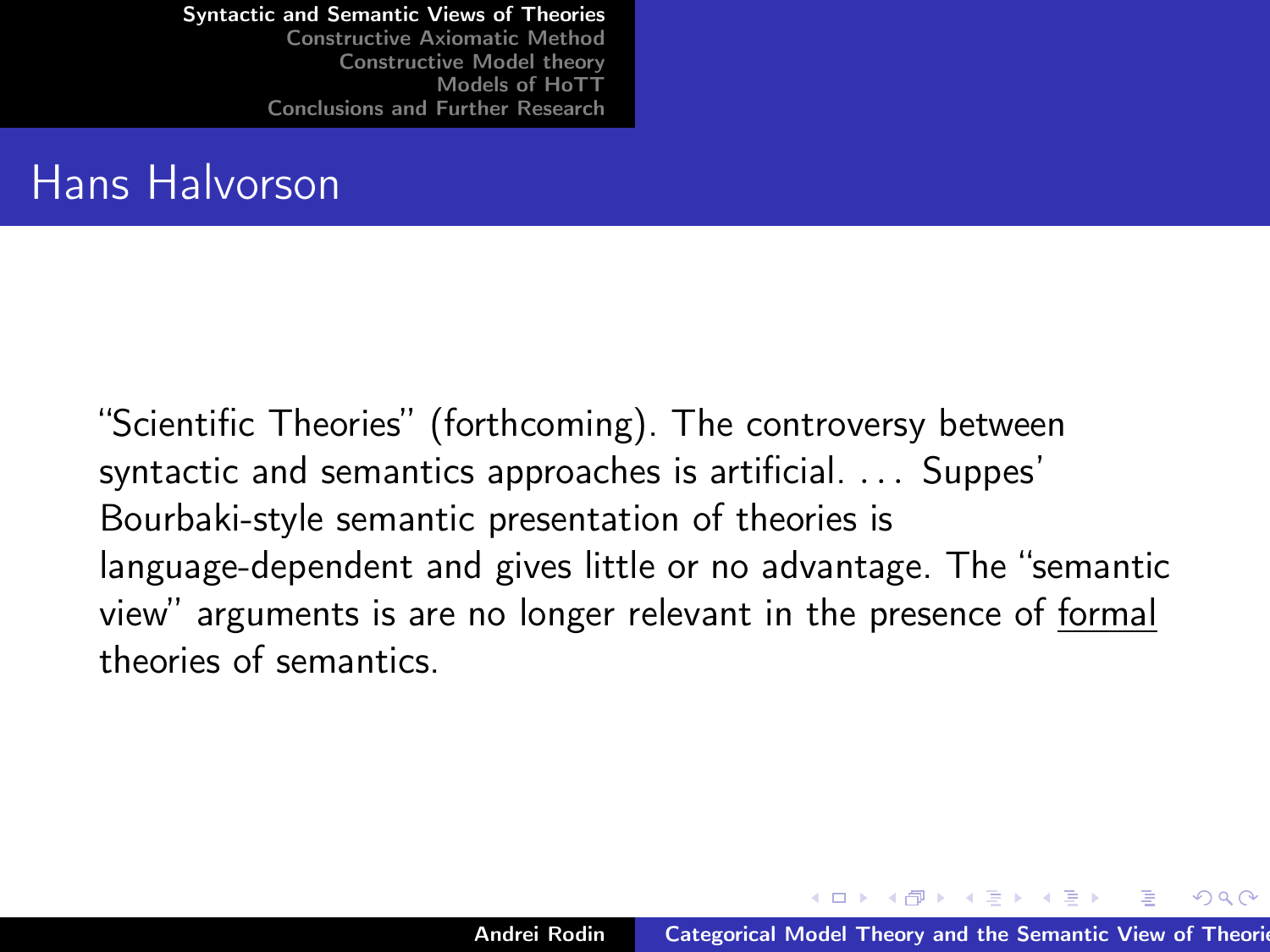# Hans Halvorson

"Scientific Theories" (forthcoming). The controversy between syntactic and semantics approaches is artificial. ... Suppes' Bourbaki-style semantic presentation of theories is language-dependent and gives little or no advantage. The "semantic view" arguments is are no longer relevant in the presence of <u>formal</u> theories of semantics.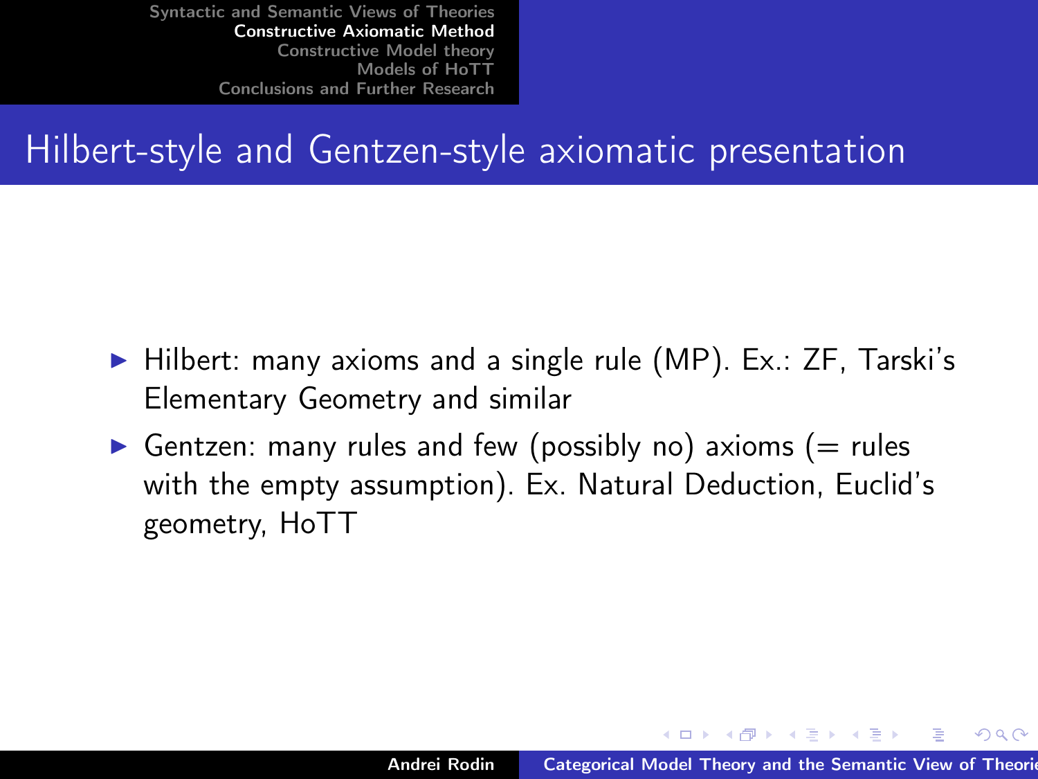# Hilbert-style and Gentzen-style axiomatic presentation

- Hilbert: many axioms and a single rule (MP). Ex.: ZF, Tarski's Elementary Geometry and similar
- Gentzen: many rules and few (possibly no) axioms (= rules with the empty assumption). Ex. Natural Deduction, Euclid's geometry, HoTT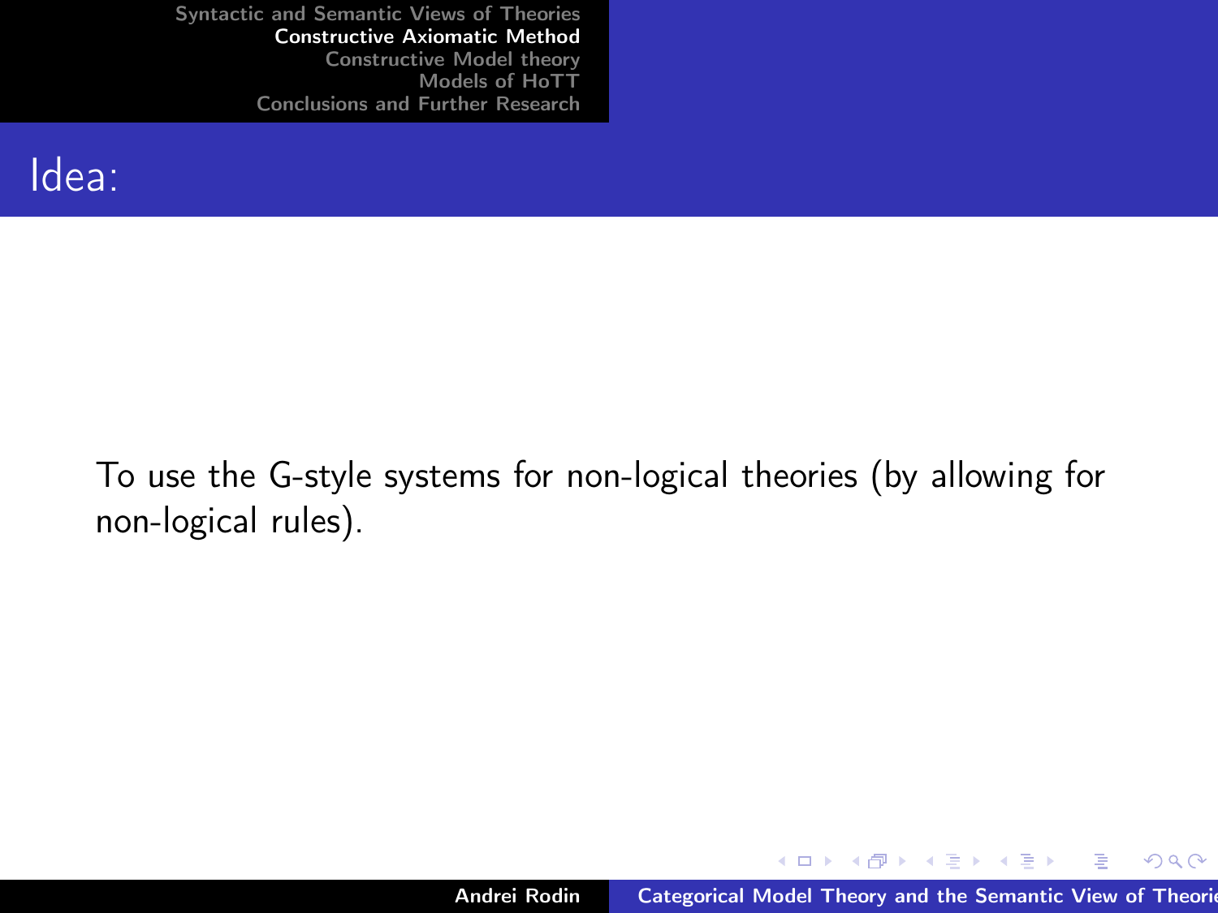## Idea:

To use the G-style systems for non-logical theories (by allowing for non-logical rules).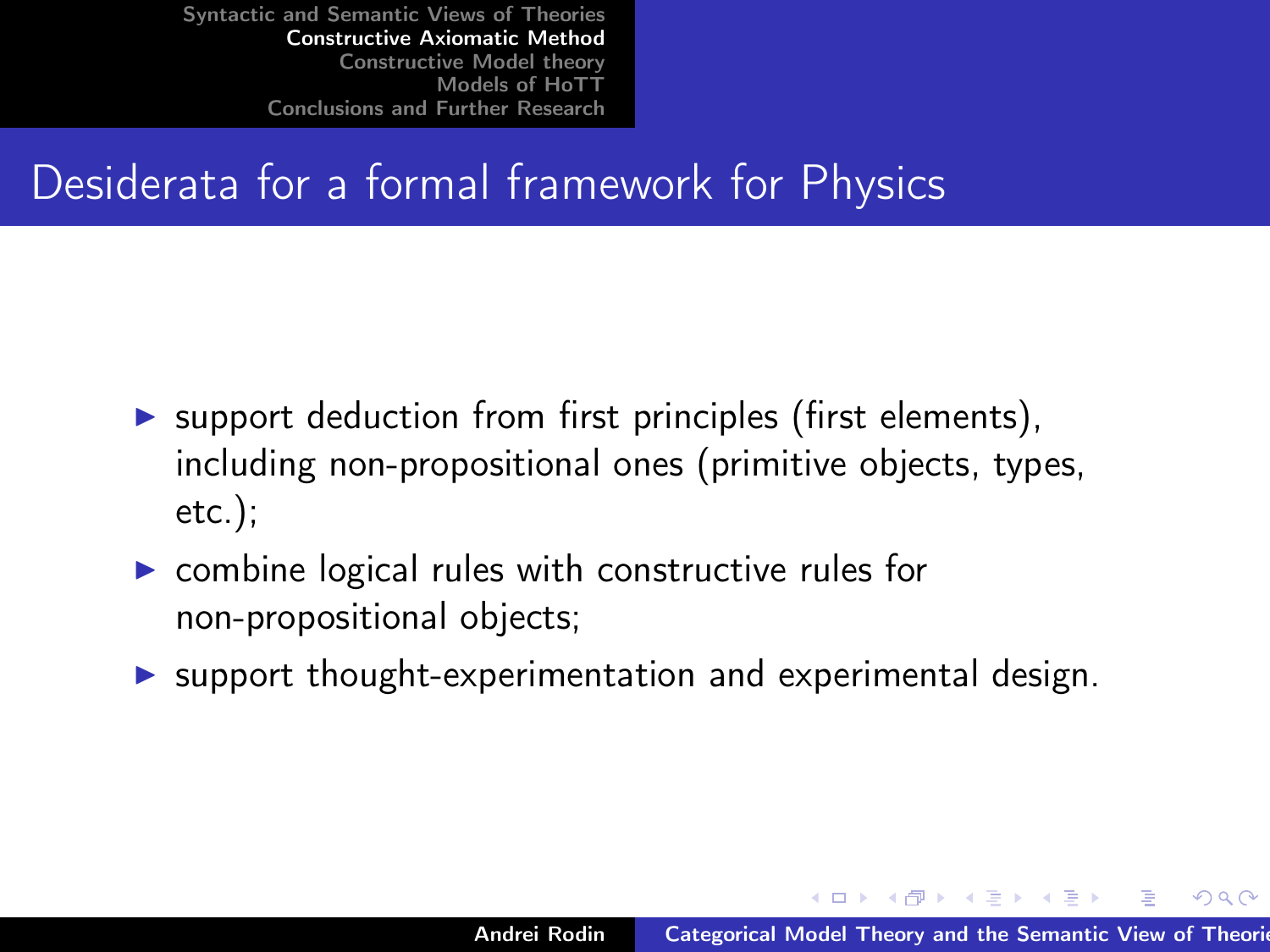## Desiderata for a formal framework for Physics

- support deduction from first principles (first elements), including non-propositional ones (primitive objects, types, etc.);
- combine logical rules with constructive rules for non-propositional objects;
- support thought-experimentation and experimental design.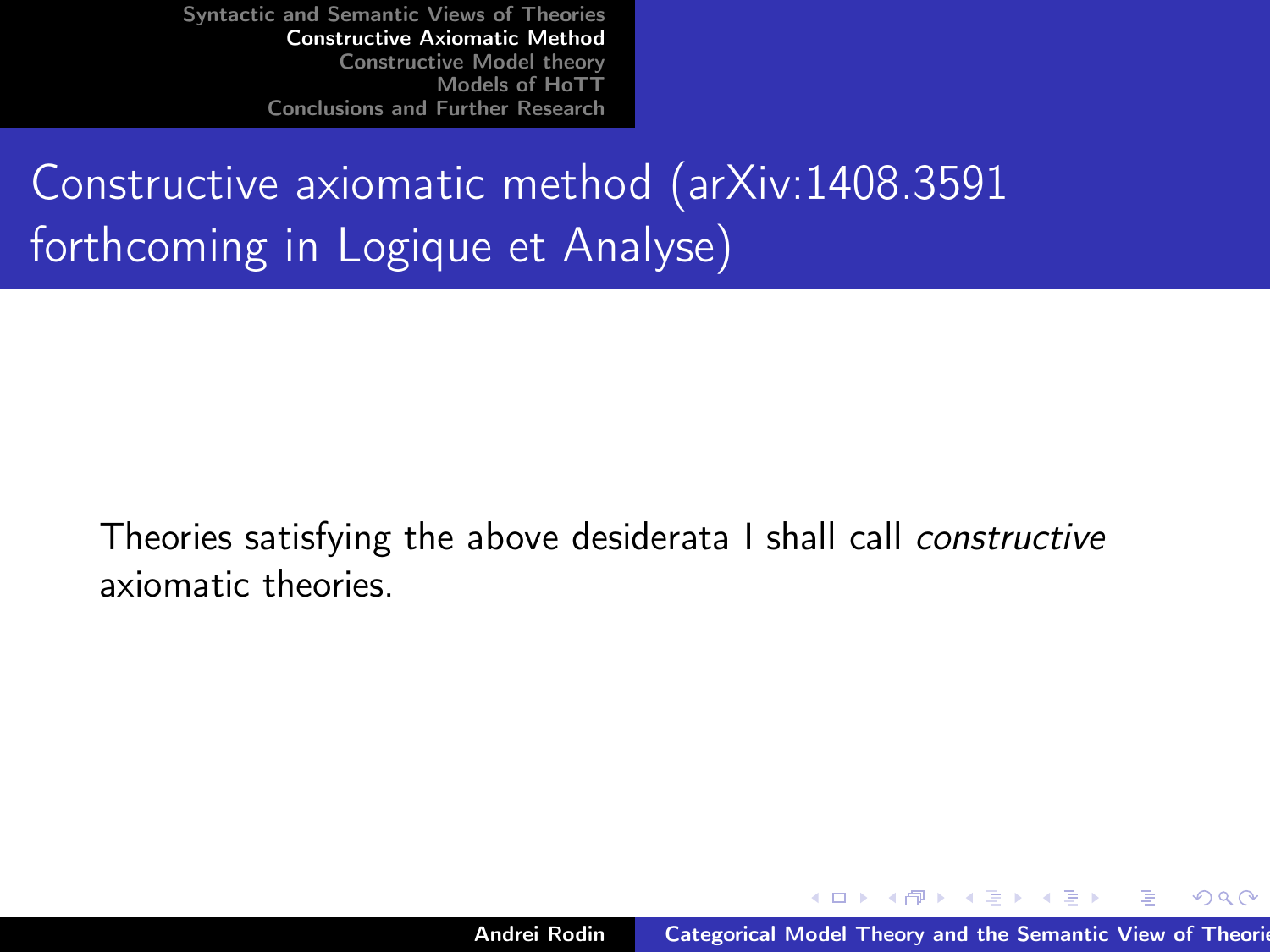# Constructive axiomatic method (arXiv:1408.3591 forthcoming in Logique et Analyse)

Theories satisfying the above desiderata I shall call *constructive* axiomatic theories.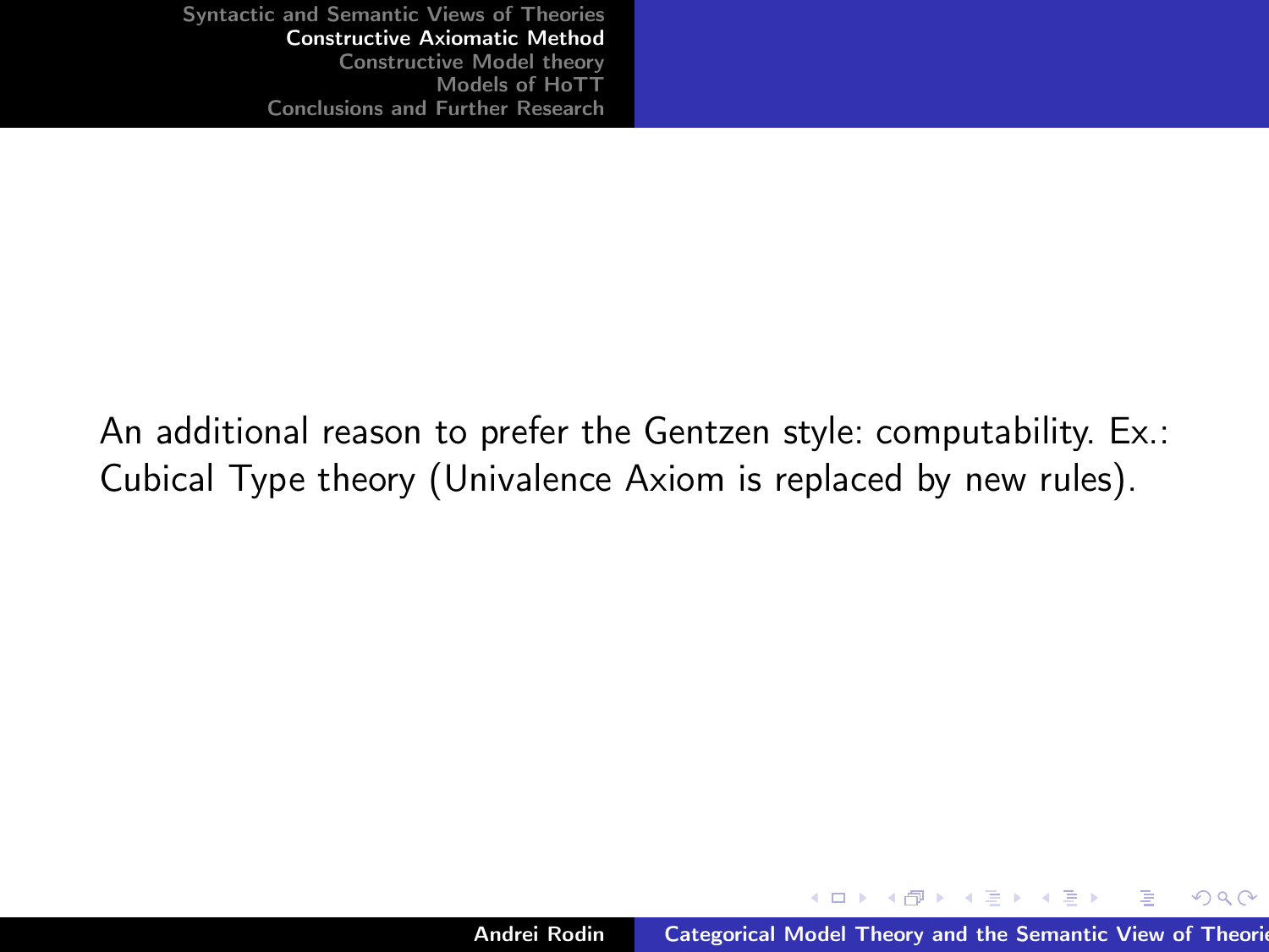An additional reason to prefer the Gentzen style: computability. Ex.: Cubical Type theory (Univalence Axiom is replaced by new rules).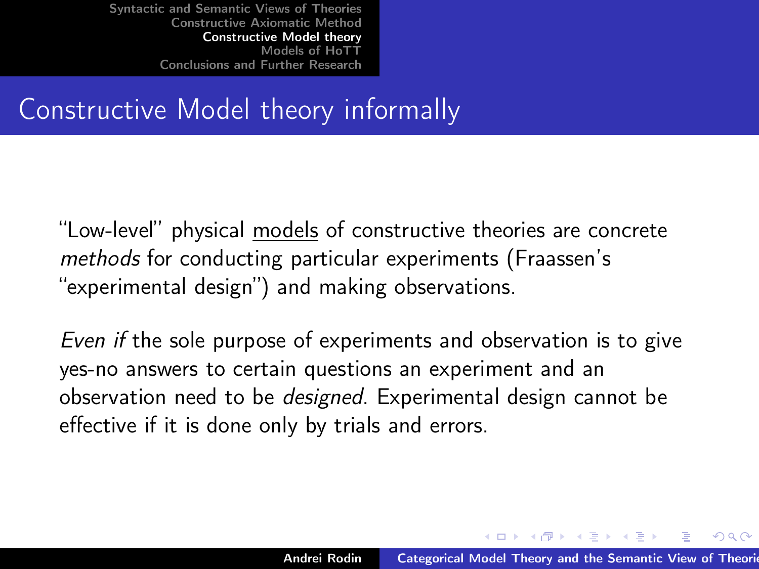# Constructive Model theory informally

"Low-level" physical <u>models</u> of constructive theories are concrete *methods* for conducting particular experiments (Fraassen's "experimental design") and making observations.

*Even if* the sole purpose of experiments and observation is to give yes-no answers to certain questions an experiment and an observation need to be *designed*. Experimental design cannot be effective if it is done only by trials and errors.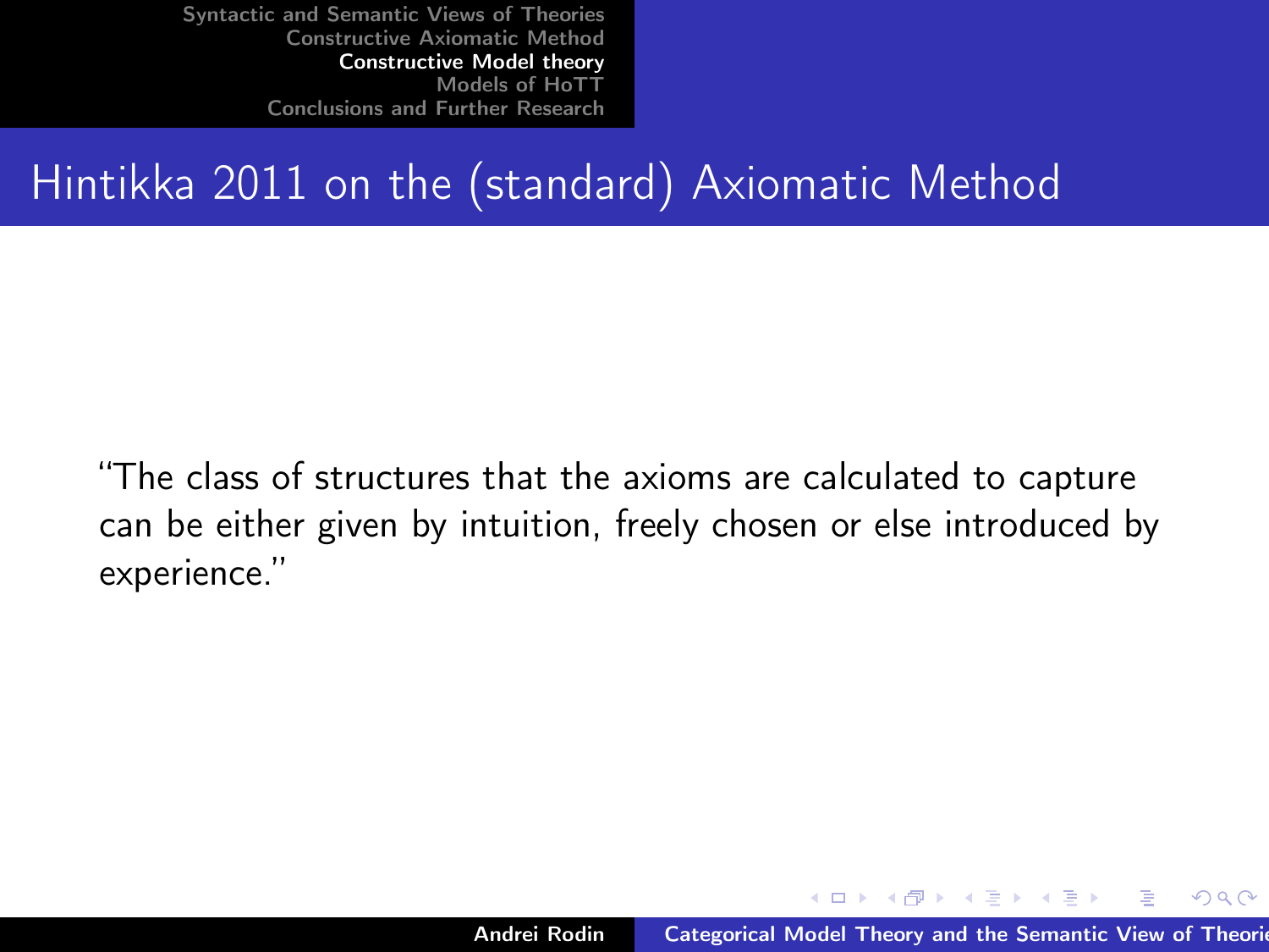# Hintikka 2011 on the (standard) Axiomatic Method

"The class of structures that the axioms are calculated to capture can be either given by intuition, freely chosen or else introduced by experience."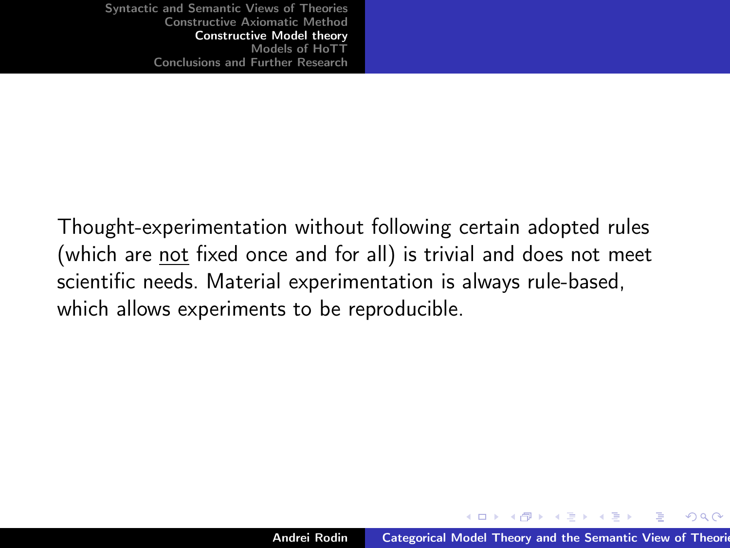Thought-experimentation without following certain adopted rules (which are <u>not</u> fixed once and for all) is trivial and does not meet scientific needs. Material experimentation is always rule-based, which allows experiments to be reproducible.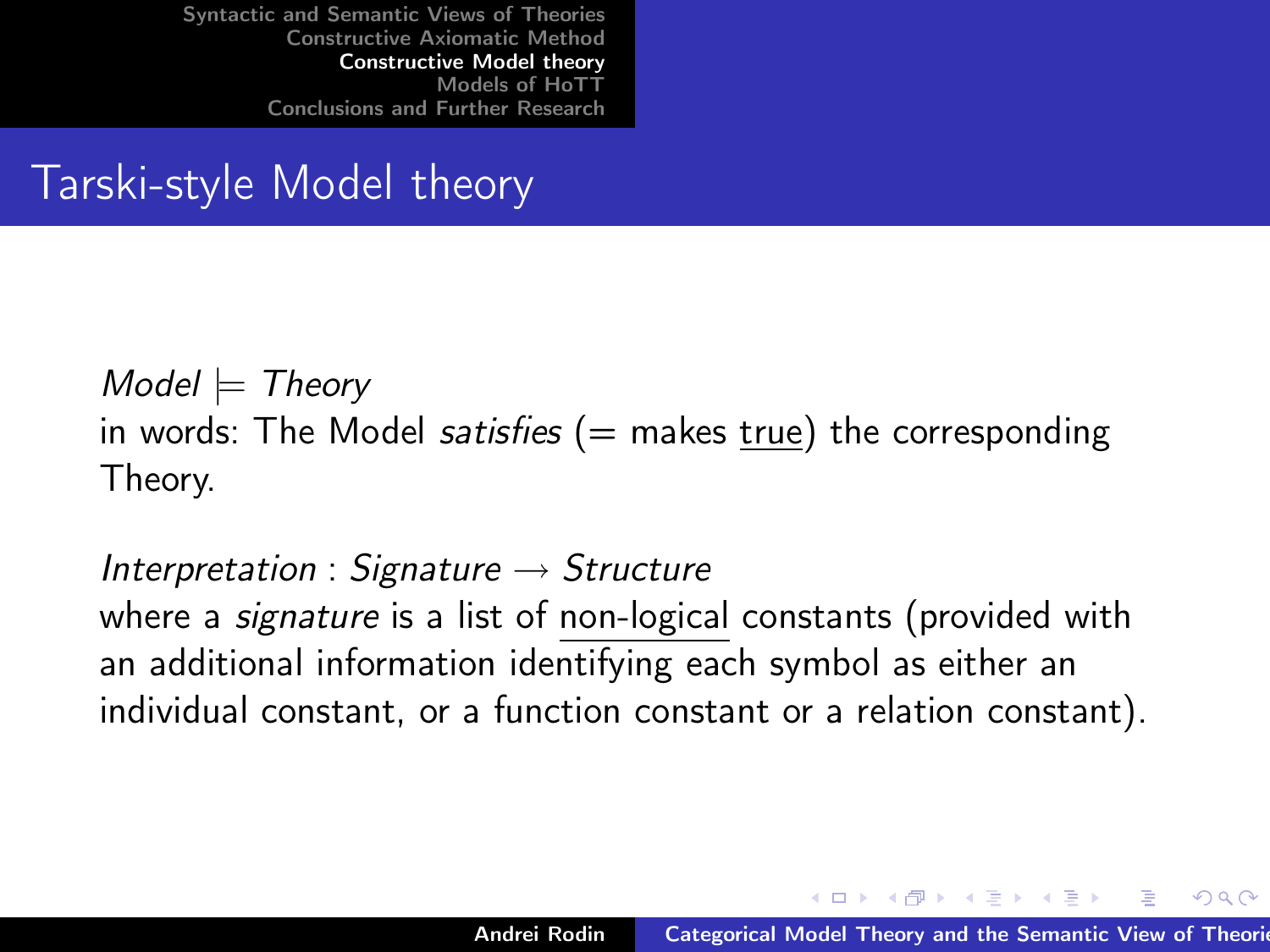# Tarski-style Model theory

*Model* $\models$ *Theory*
in words: The Model *satisfies* (= makes true) the corresponding Theory.

*Interpretation* : *Signature* $\rightarrow$ *Structure*
where a *signature* is a list of non-logical constants (provided with an additional information identifying each symbol as either an individual constant, or a function constant or a relation constant).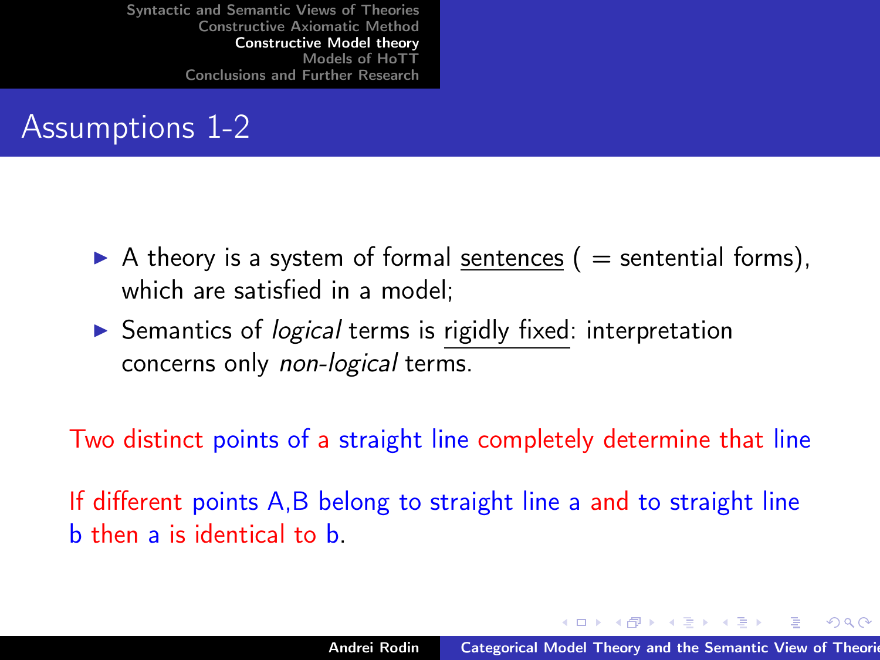## Assumptions 1-2

- A theory is a system of formal <u>sentences</u> ( = sentential forms), which are satisfied in a model;
- Semantics of *logical* terms is <u>rigidly fixed</u>: interpretation concerns only *non-logical* terms.

Two distinct points of a straight line completely determine that line

If different points A,B belong to straight line a and to straight line b then a is identical to b.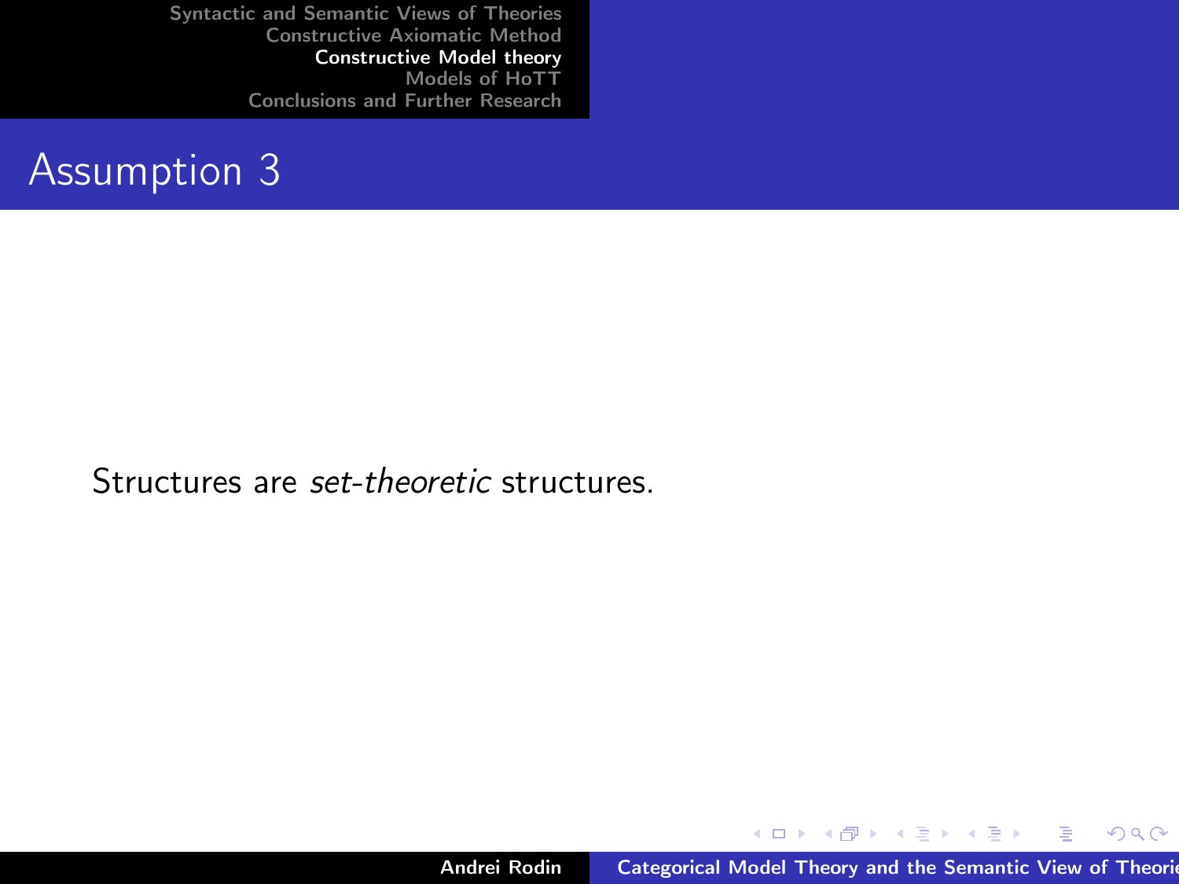# Assumption 3

Structures are *set-theoretic* structures.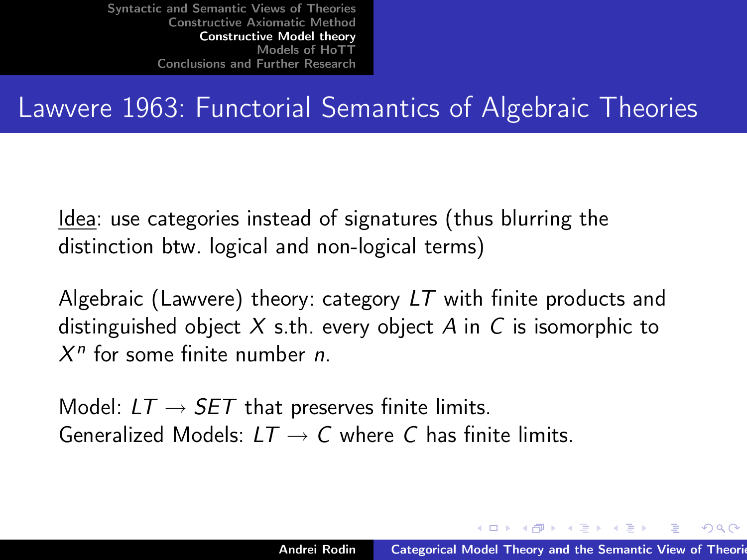# Lawvere 1963: Functorial Semantics of Algebraic Theories

Idea: use categories instead of signatures (thus blurring the distinction btw. logical and non-logical terms)

Algebraic (Lawvere) theory: category $LT$ with finite products and distinguished object $X$ s.th. every object $A$ in $C$ is isomorphic to $X^n$ for some finite number $n$.

Model: $LT \rightarrow SET$ that preserves finite limits.
Generalized Models: $LT \rightarrow C$ where $C$ has finite limits.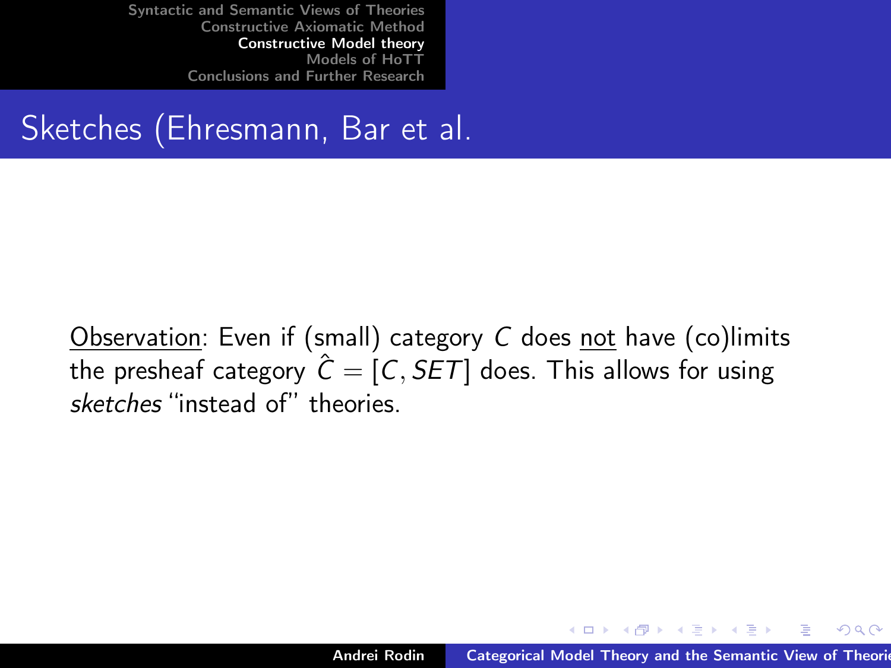## Sketches (Ehresmann, Bar et al.

Observation: Even if (small) category $C$ does not have (co)limits the presheaf category $\hat{C} = [C, SET]$ does. This allows for using *sketches* "instead of" theories.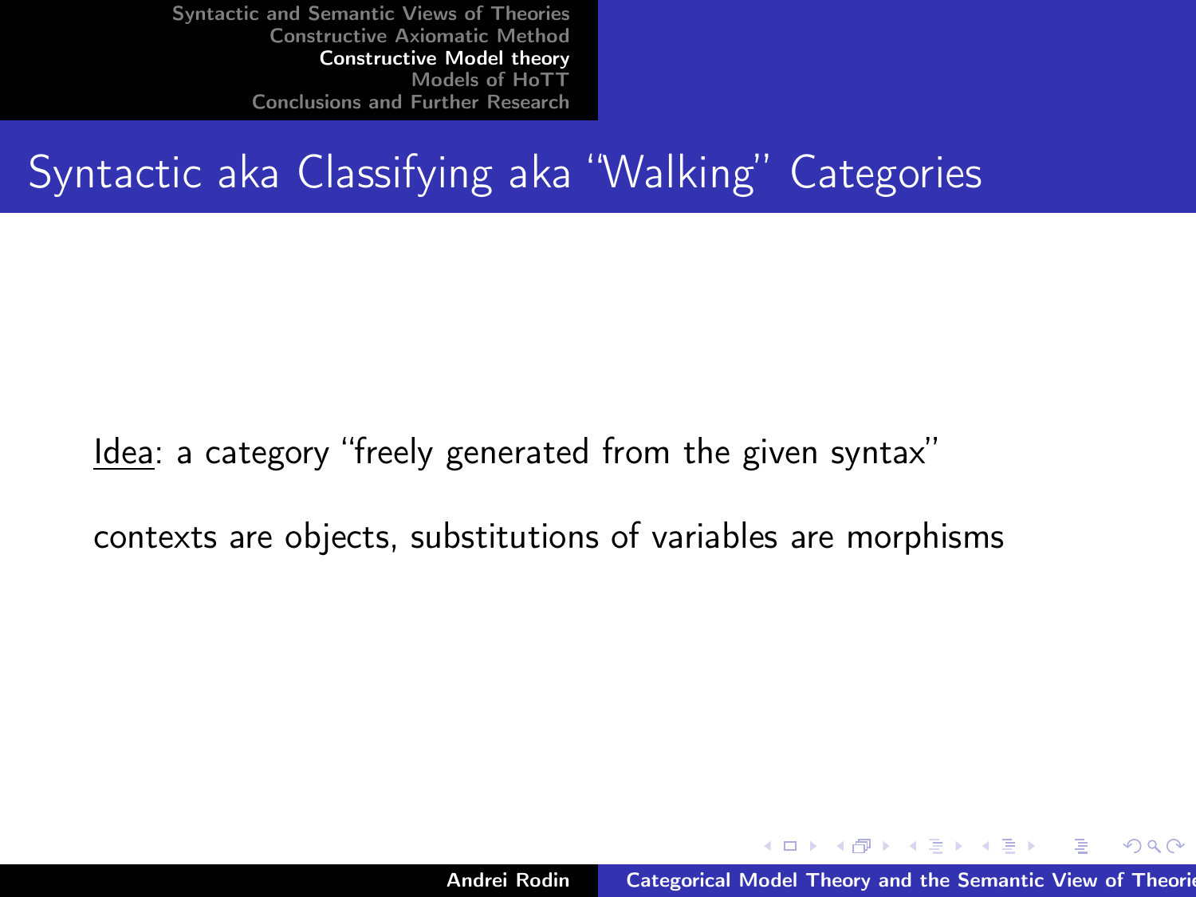# Syntactic aka Classifying aka "Walking" Categories

Idea: a category "freely generated from the given syntax"

contexts are objects, substitutions of variables are morphisms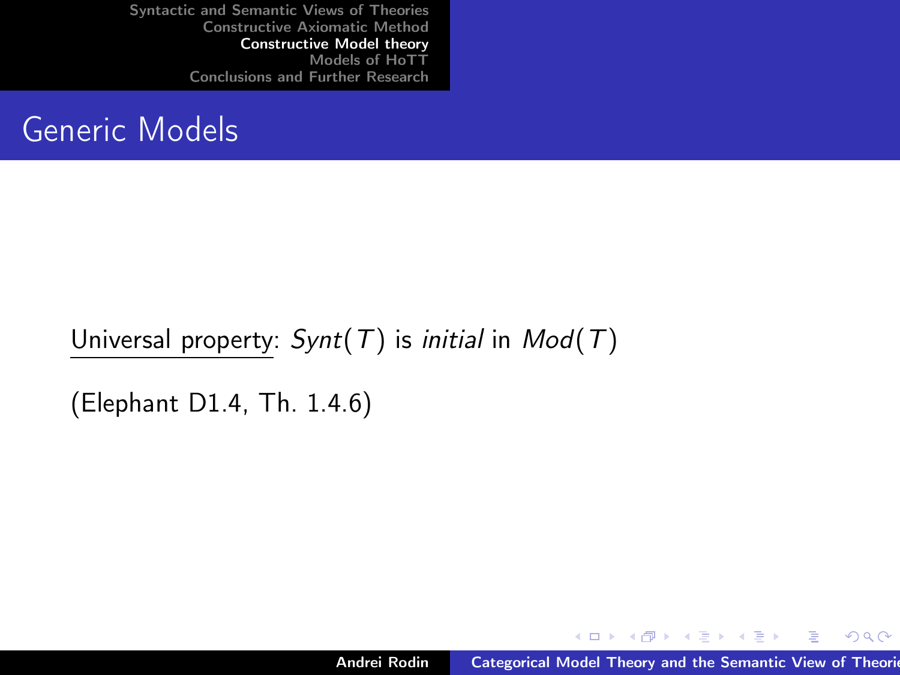# Generic Models

Universal property: *Synt*$(T)$ is *initial* in *Mod*$(T)$

(Elephant D1.4, Th. 1.4.6)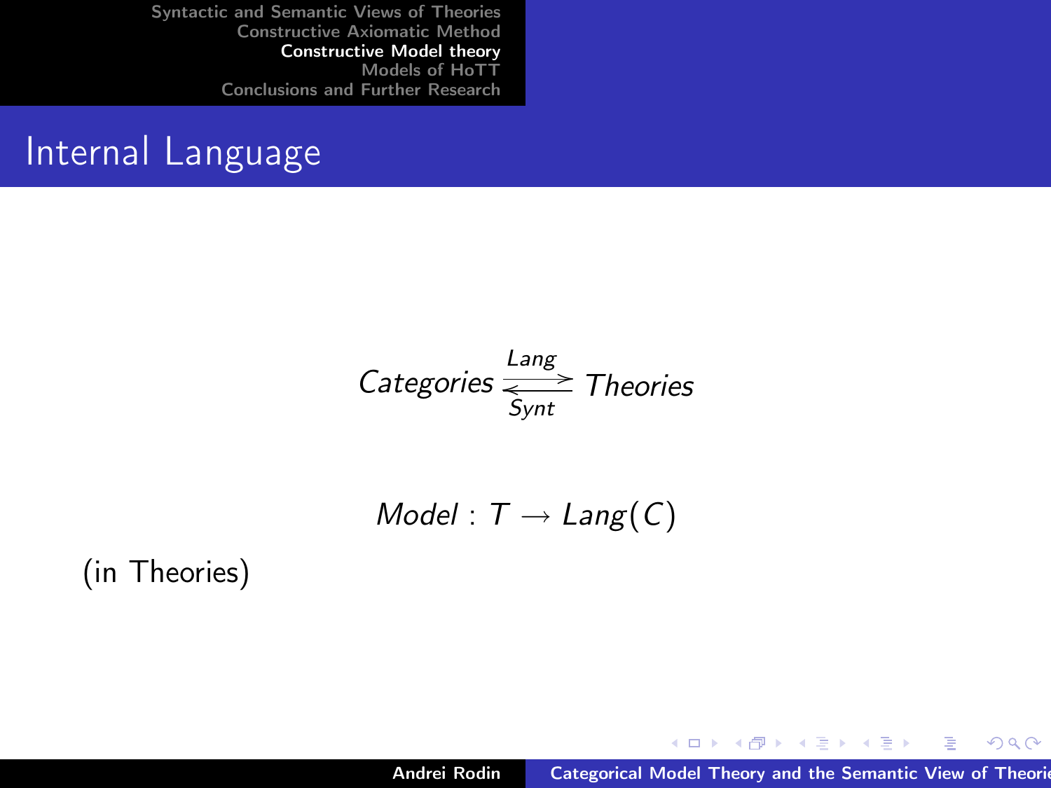## Internal Language

$$Categories \underset{Synt}{\overset{Lang}{\rightleftarrows}} Theories$$

$$Model : T \rightarrow Lang(C)$$

(in Theories)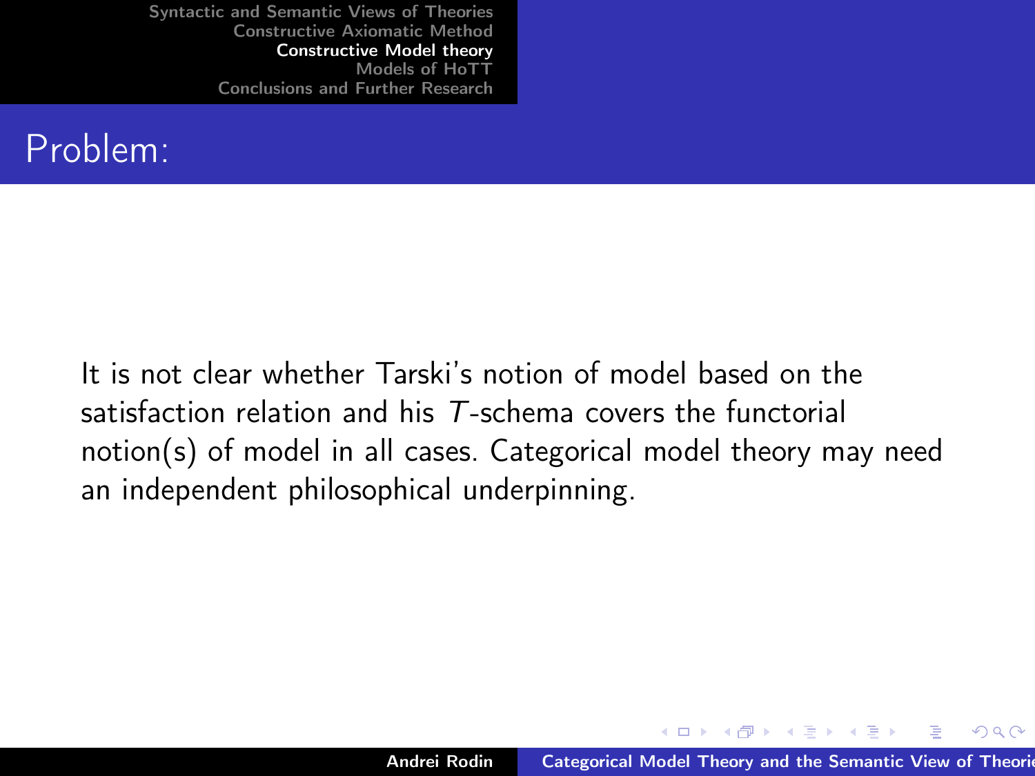# Problem:

It is not clear whether Tarski's notion of model based on the satisfaction relation and his $T$-schema covers the functorial notion(s) of model in all cases. Categorical model theory may need an independent philosophical underpinning.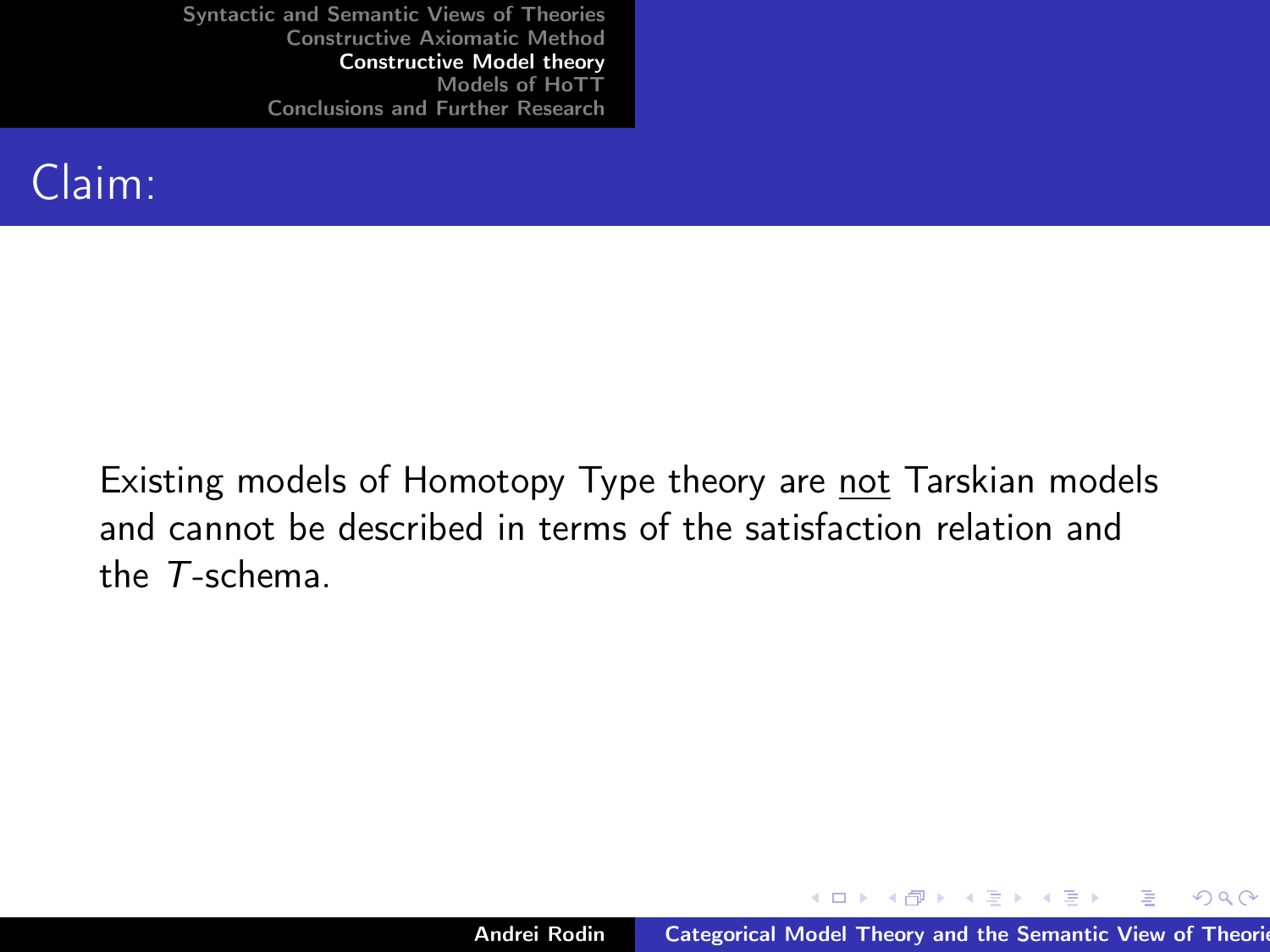## Claim:

Existing models of Homotopy Type theory are <u>not</u> Tarskian models and cannot be described in terms of the satisfaction relation and the $T$-schema.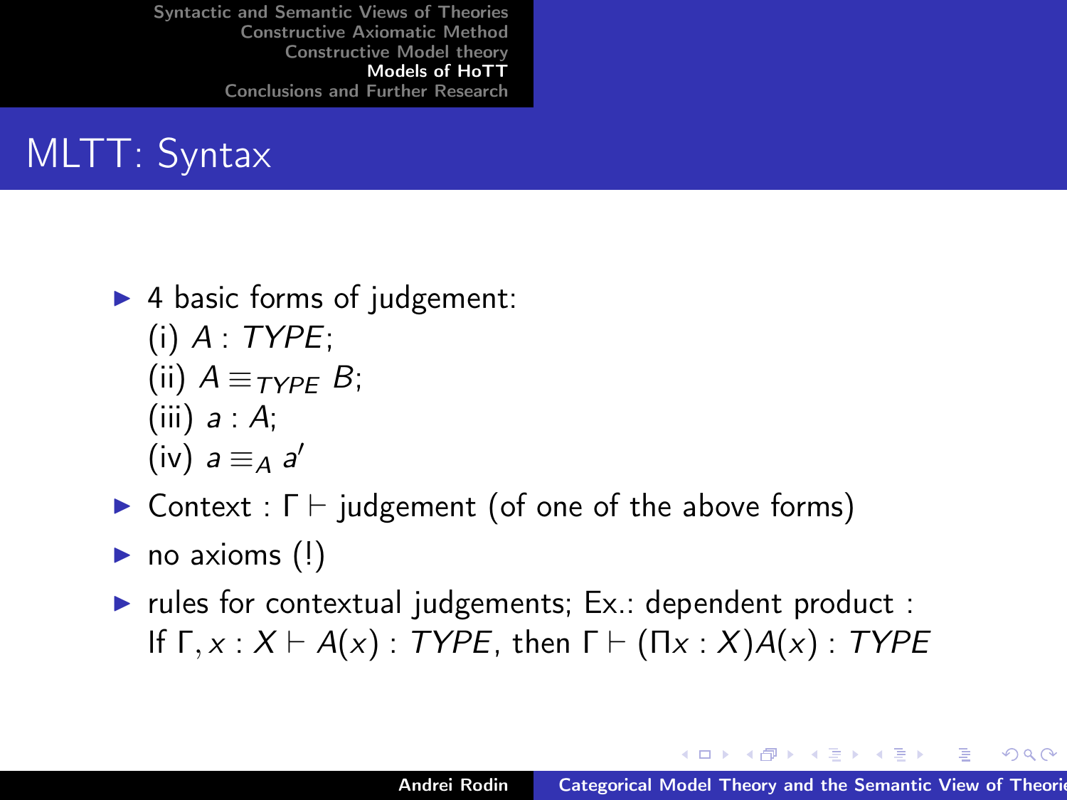# MLTT: Syntax

- 4 basic forms of judgement:
  (i) $A : TYPE$;
  (ii) $A \equiv_{TYPE} B$;
  (iii) $a : A$;
  (iv) $a \equiv_A a'$
- Context : $\Gamma \vdash$ judgement (of one of the above forms)
- no axioms (!)
- rules for contextual judgements; Ex.: dependent product :
  If $\Gamma, x : X \vdash A(x) : TYPE$, then $\Gamma \vdash (\Pi x : X)A(x) : TYPE$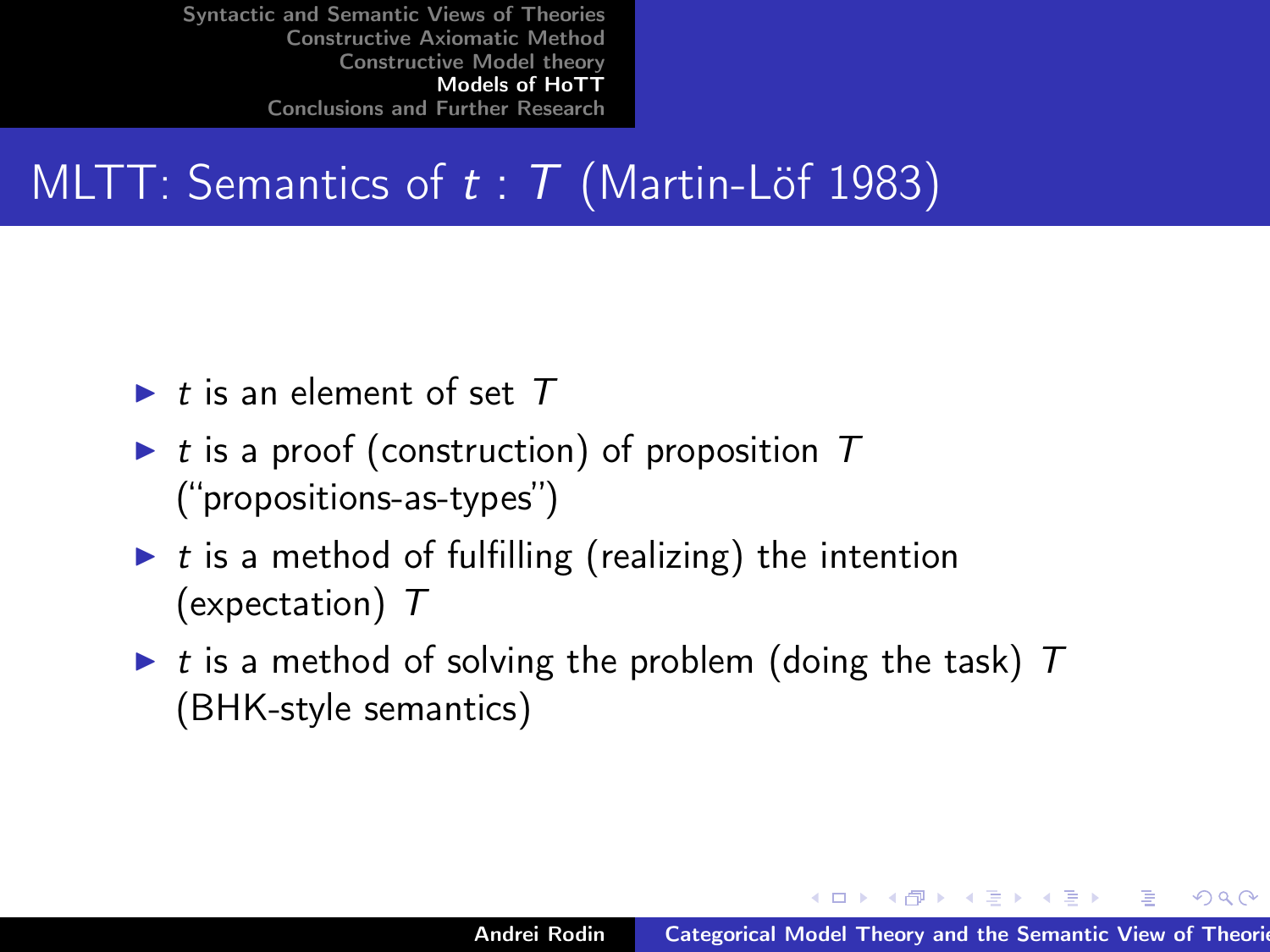# MLTT: Semantics of $t : T$ (Martin-Löf 1983)

- $t$ is an element of set $T$
- $t$ is a proof (construction) of proposition $T$ ("propositions-as-types")
- $t$ is a method of fulfilling (realizing) the intention (expectation) $T$
- $t$ is a method of solving the problem (doing the task) $T$ (BHK-style semantics)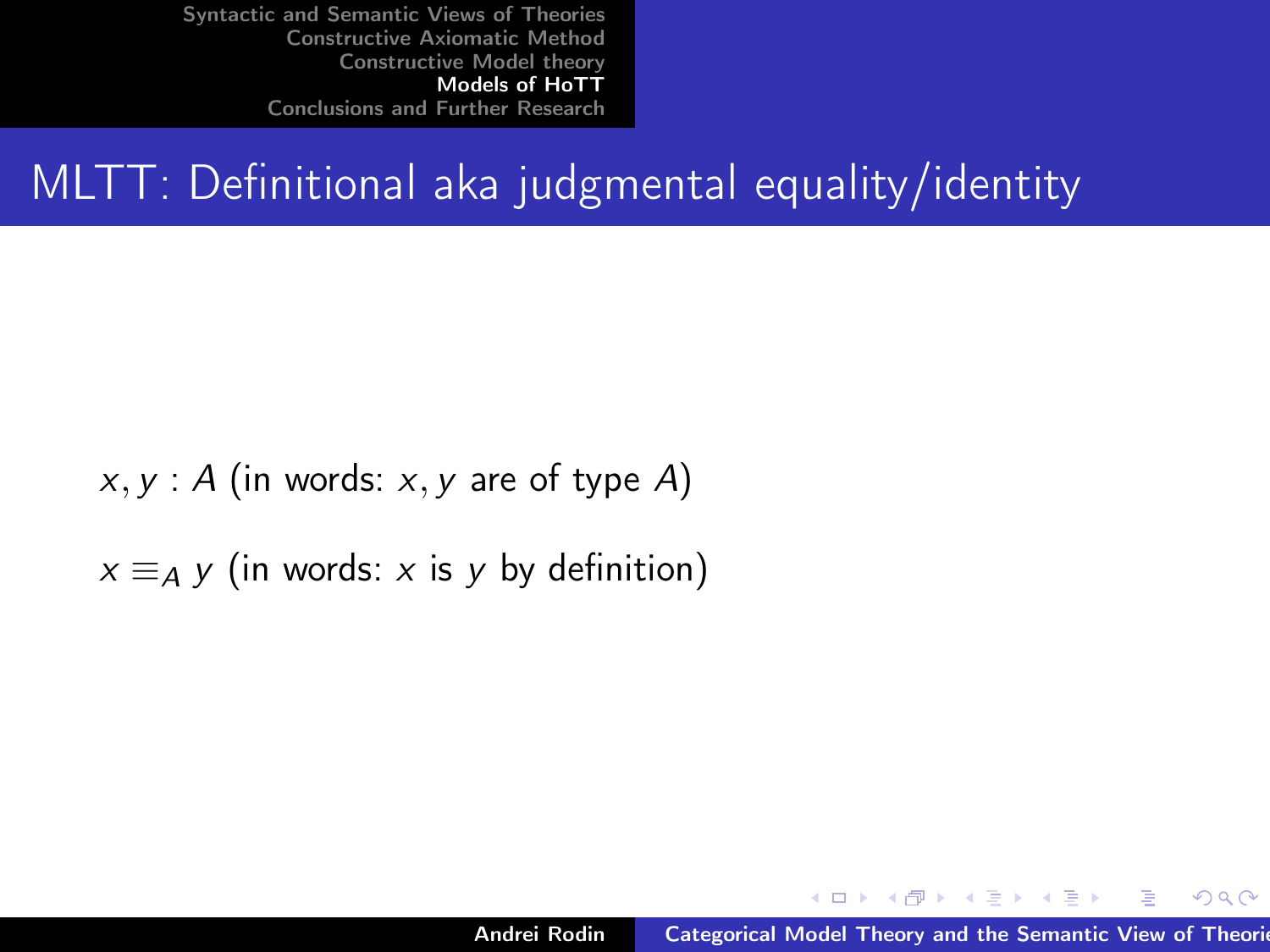# MLTT: Definitional aka judgmental equality/identity

$x, y : A$ (in words: $x, y$ are of type $A$)

$x \equiv_A y$ (in words: $x$ is $y$ by definition)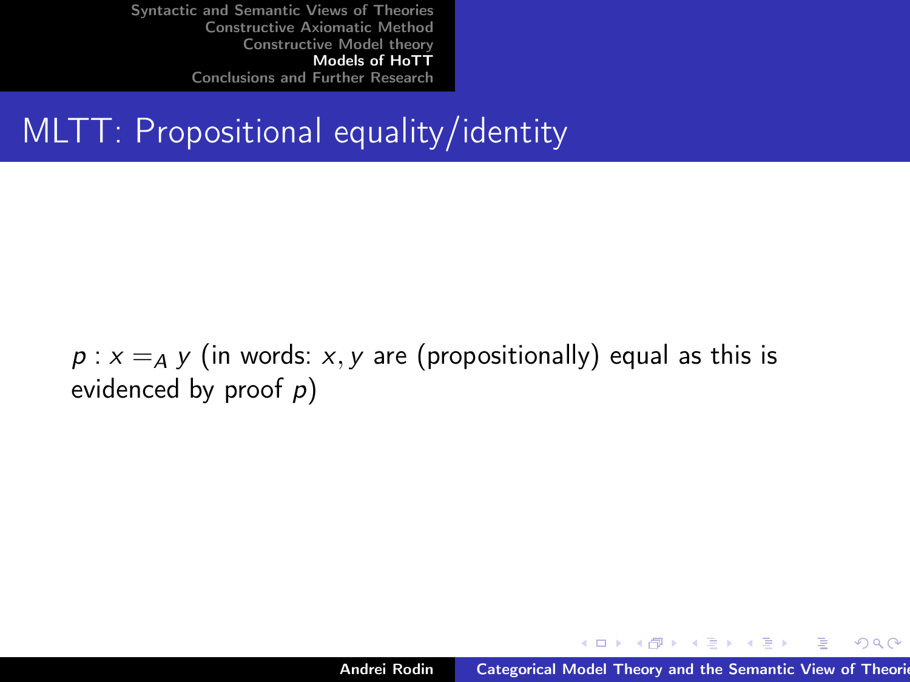# MLTT: Propositional equality/identity

$p : x =_A y$ (in words: $x, y$ are (propositionally) equal as this is evidenced by proof $p$)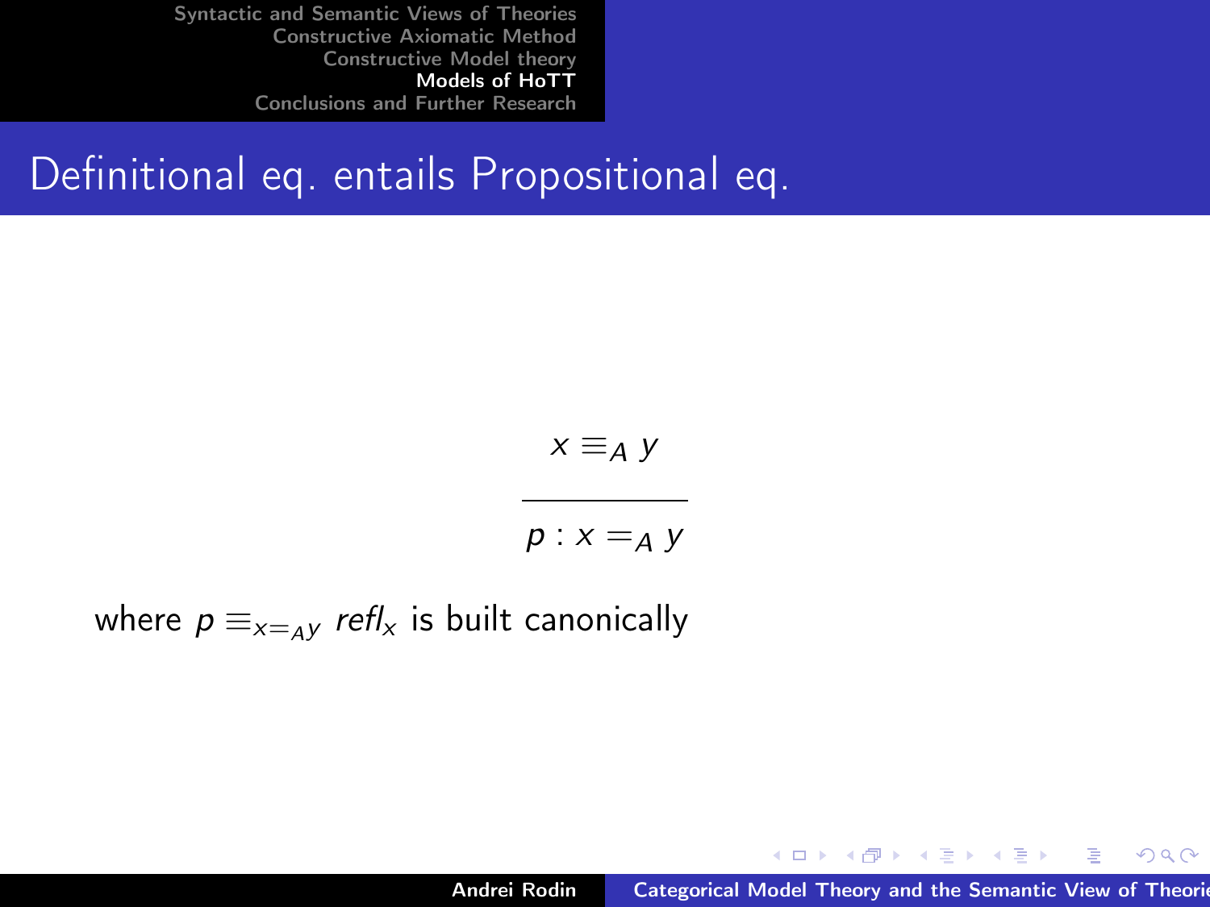# Definitional eq. entails Propositional eq.

$$\frac{x \equiv_A y}{p : x =_A y}$$

where $p \equiv_{x=_A y} refl_x$ is built canonically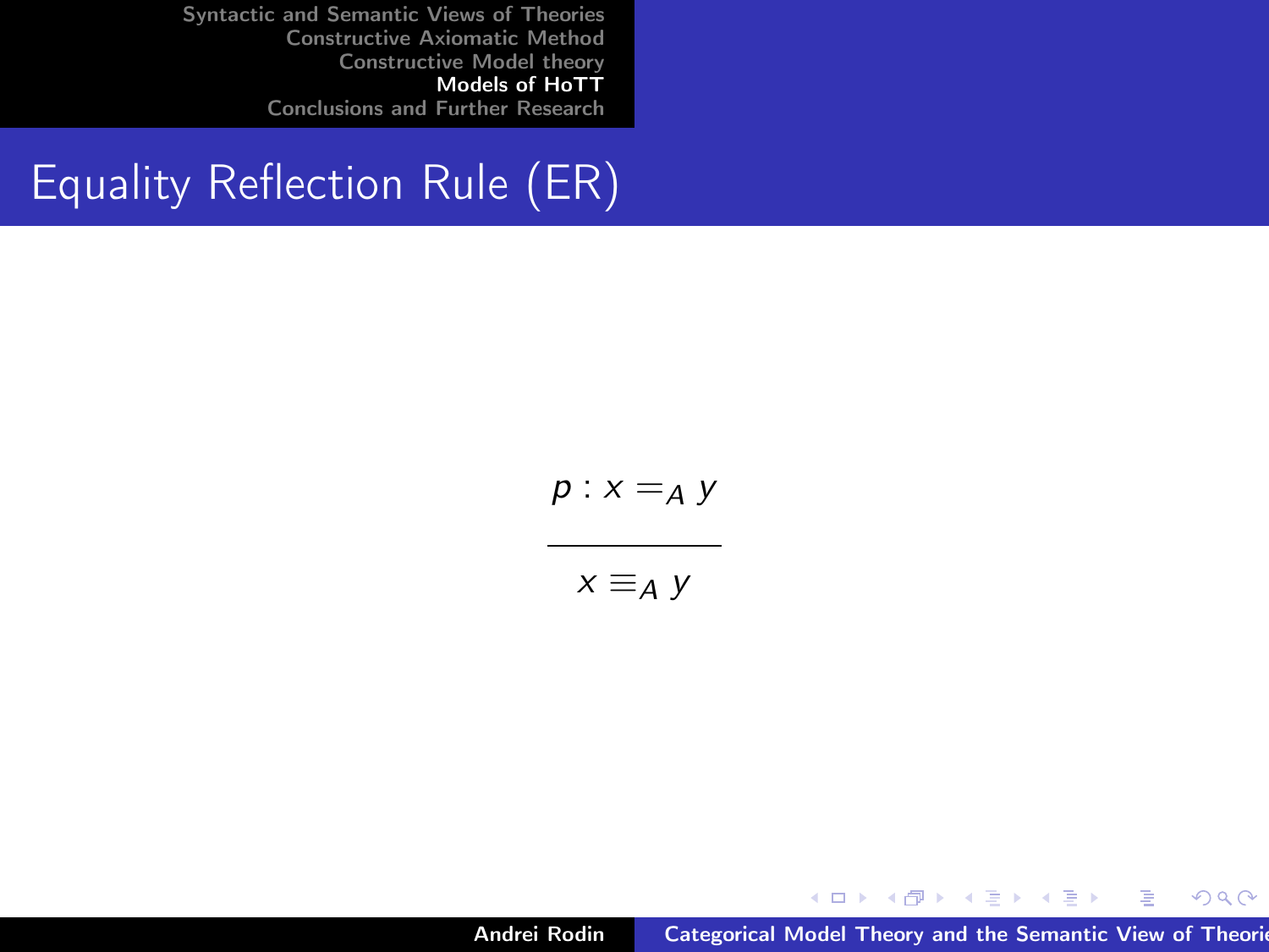## Equality Reflection Rule (ER)

$$\frac{p : x =_A y}{x \equiv_A y}$$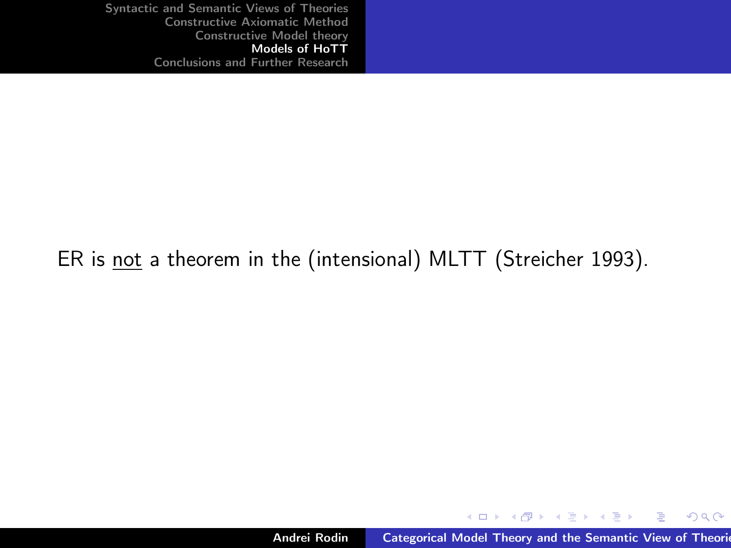ER is <u>not</u> a theorem in the (intensional) MLTT (Streicher 1993).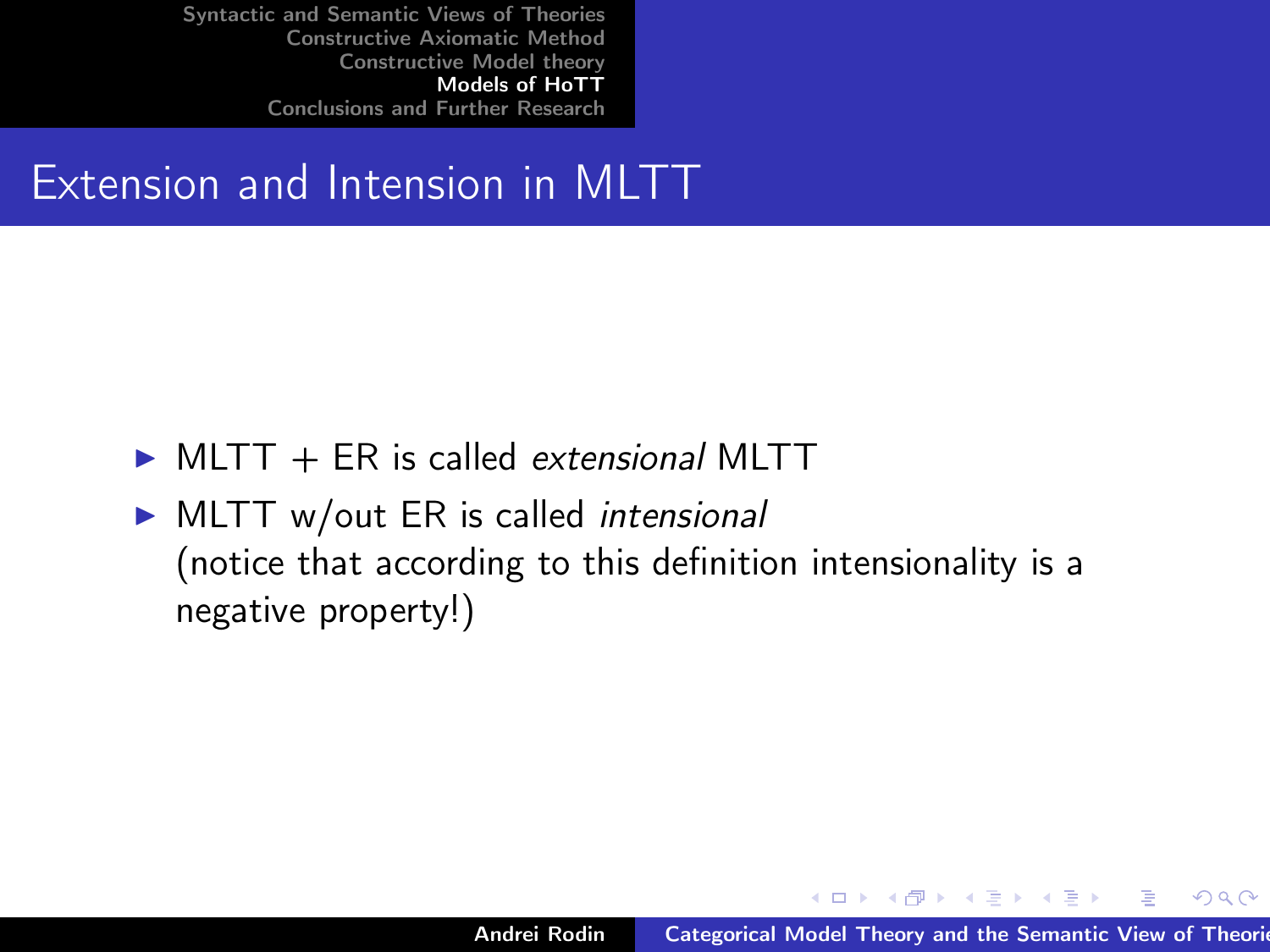## Extension and Intension in MLTT

- MLTT + ER is called *extensional* MLTT
- MLTT w/out ER is called *intensional* (notice that according to this definition intensionality is a negative property!)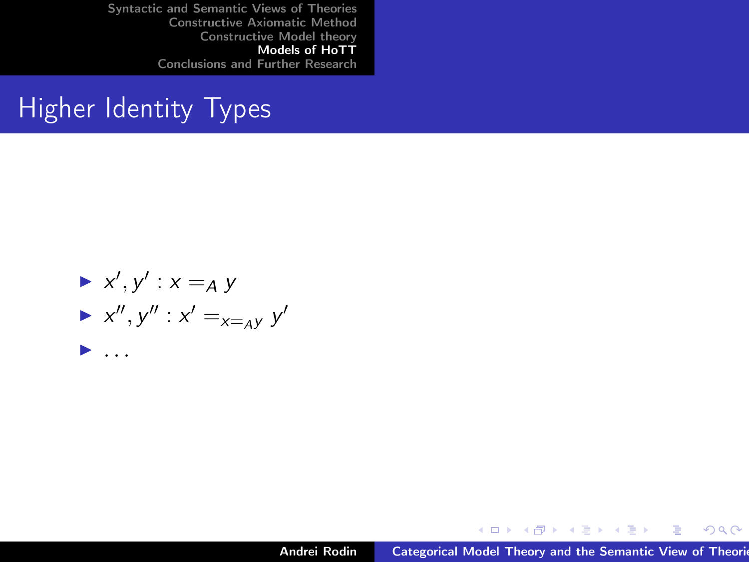# Higher Identity Types

- $x', y' : x =_A y$
- $x'', y'' : x' =_{x =_A y} y'$
- ...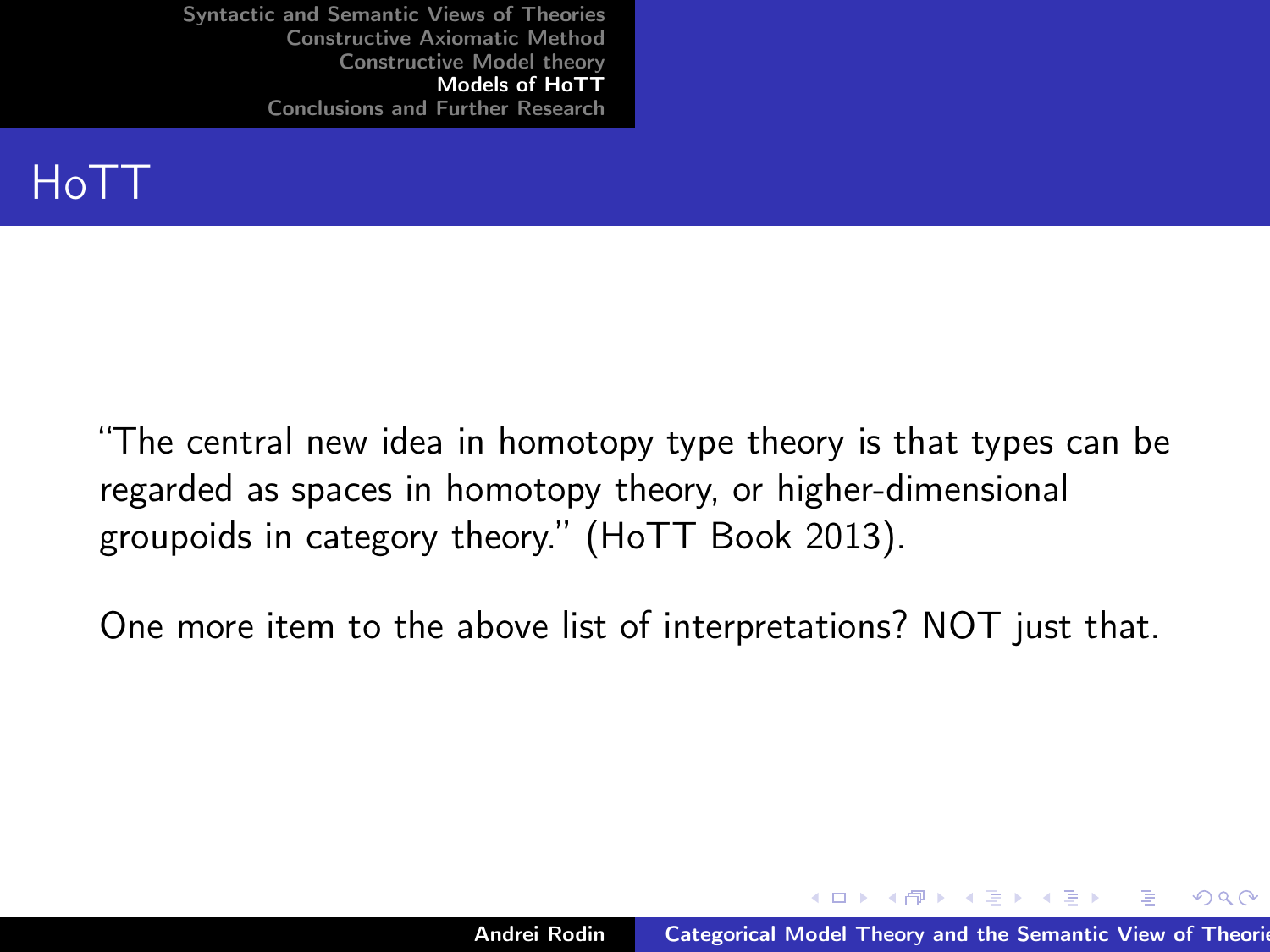# HoTT

"The central new idea in homotopy type theory is that types can be regarded as spaces in homotopy theory, or higher-dimensional groupoids in category theory." (HoTT Book 2013).

One more item to the above list of interpretations? NOT just that.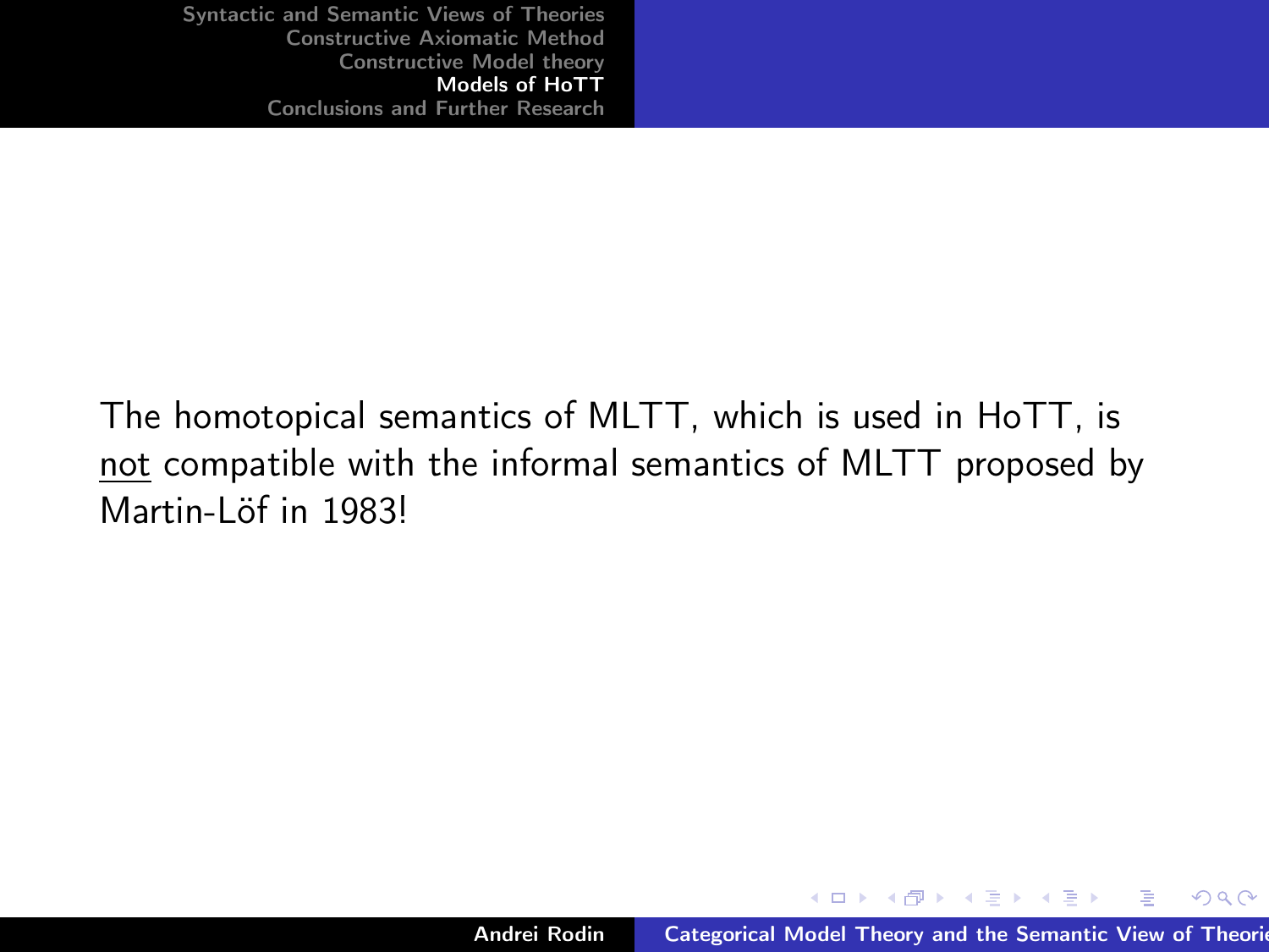The homotopical semantics of MLTT, which is used in HoTT, is <u>not</u> compatible with the informal semantics of MLTT proposed by Martin-Löf in 1983!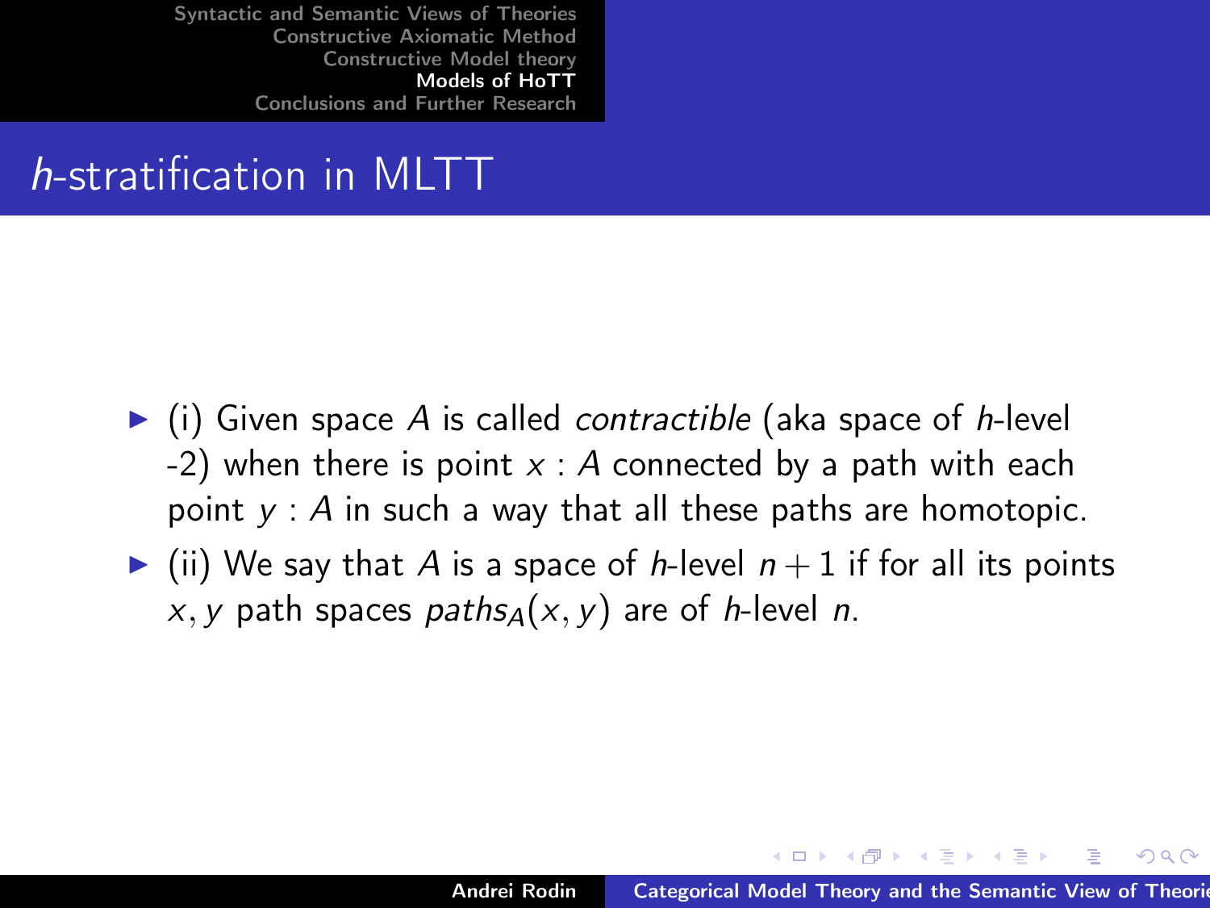# *h*-stratification in MLTT

- (i) Given space $A$ is called *contractible* (aka space of *h*-level -2) when there is point $x : A$ connected by a path with each point $y : A$ in such a way that all these paths are homotopic.
- (ii) We say that $A$ is a space of *h*-level $n + 1$ if for all its points $x, y$ path spaces $paths_A(x, y)$ are of *h*-level $n$.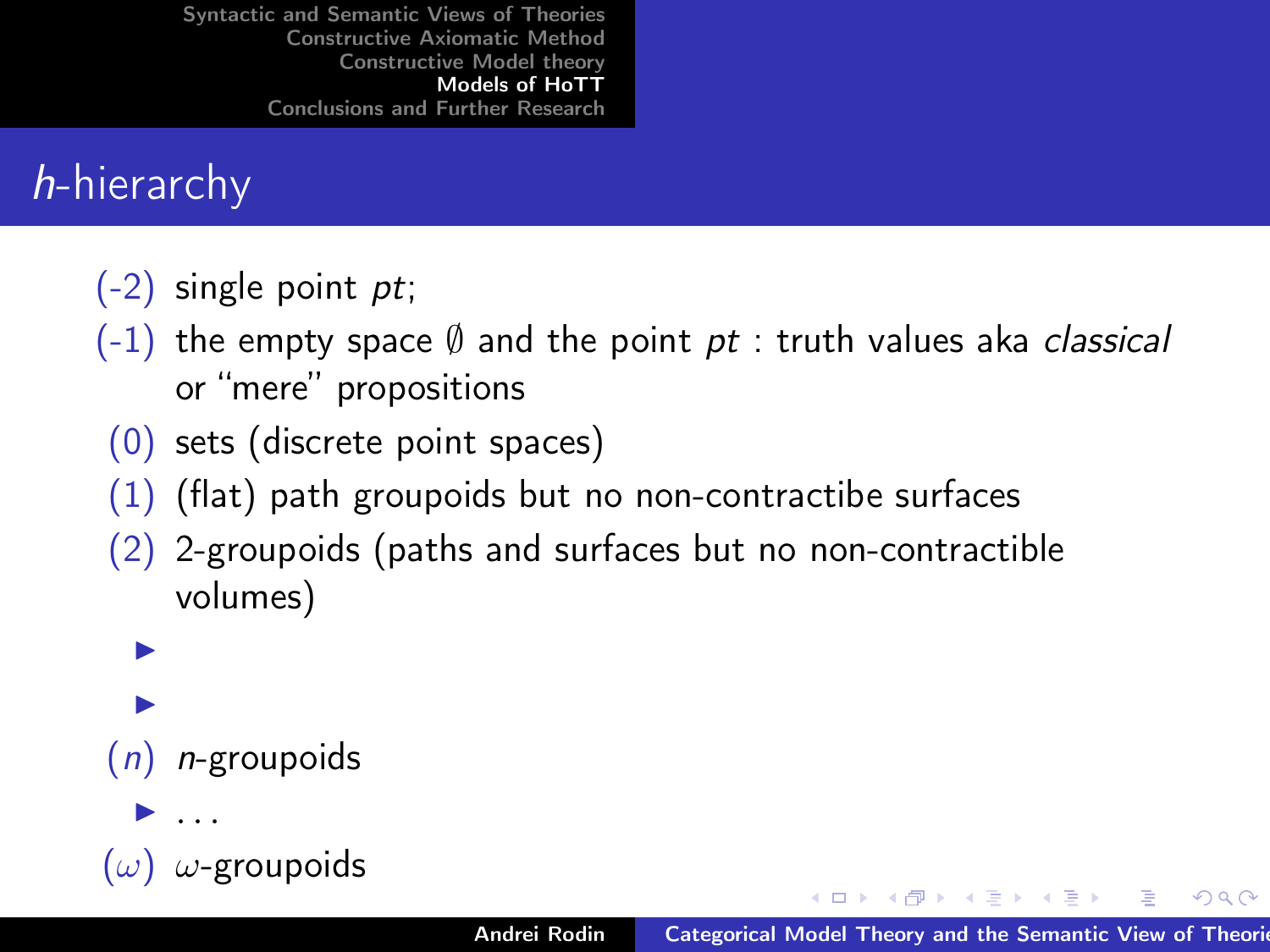# $h$-hierarchy

- (-2) single point *pt*;
- (-1) the empty space $\emptyset$ and the point *pt* : truth values aka *classical* or "mere" propositions
- (0) sets (discrete point spaces)
- (1) (flat) path groupoids but no non-contractibe surfaces
- (2) 2-groupoids (paths and surfaces but no non-contractible volumes)
- 
- 
- ($n$) $n$-groupoids
- ...
- ($\omega$) $\omega$-groupoids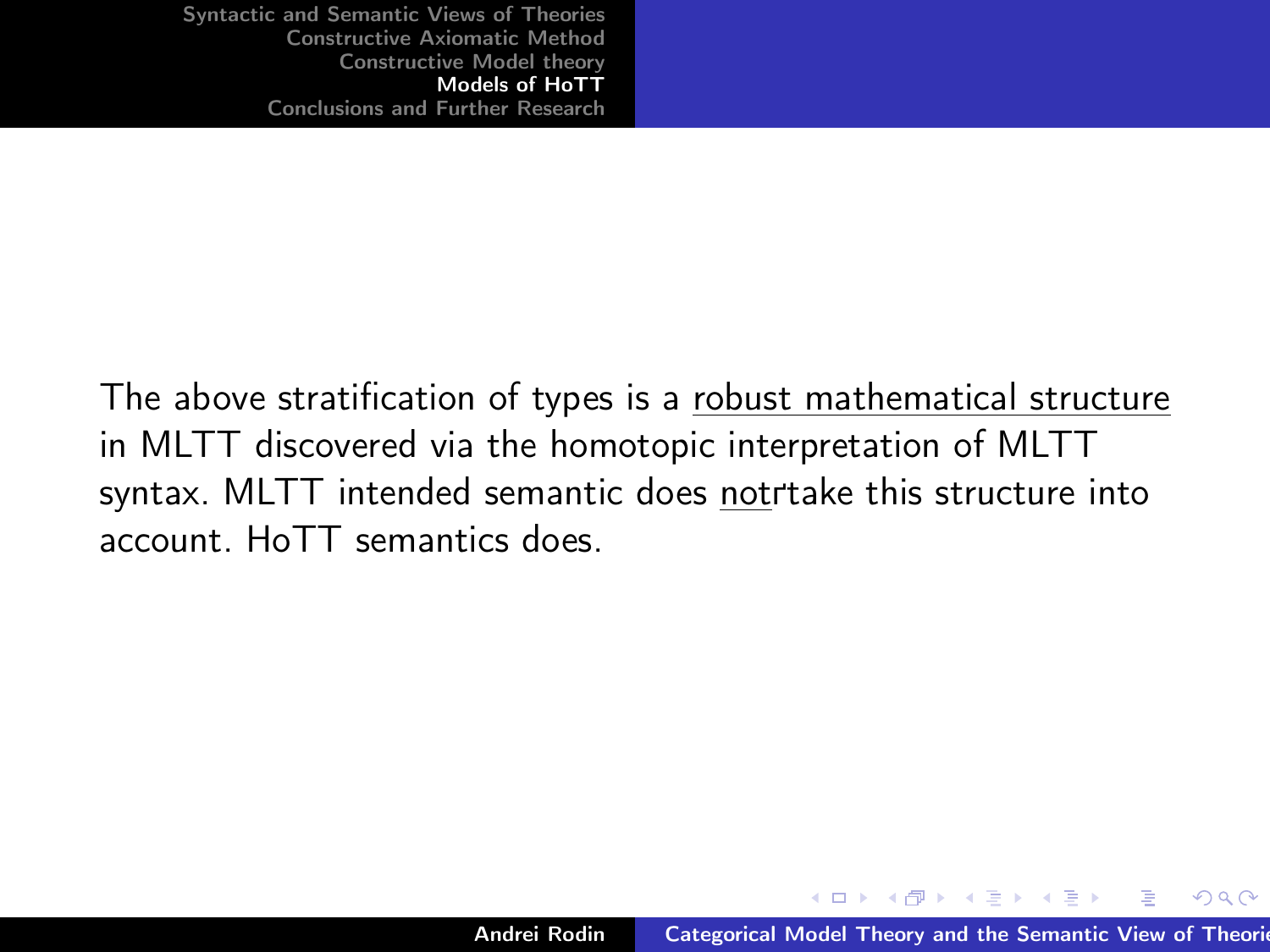The above stratification of types is a <u>robust mathematical structure</u> in MLTT discovered via the homotopic interpretation of MLTT syntax. MLTT intended semantic does <u>not</u> take this structure into account. HoTT semantics does.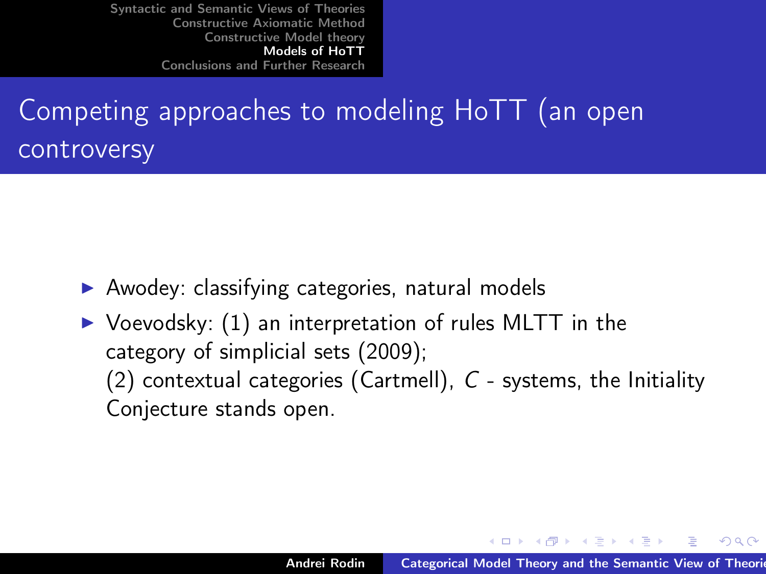# Competing approaches to modeling HoTT (an open controversy

- Awodey: classifying categories, natural models
- Voevodsky: (1) an interpretation of rules MLTT in the category of simplicial sets (2009);
  (2) contextual categories (Cartmell), $C$ - systems, the Initiality Conjecture stands open.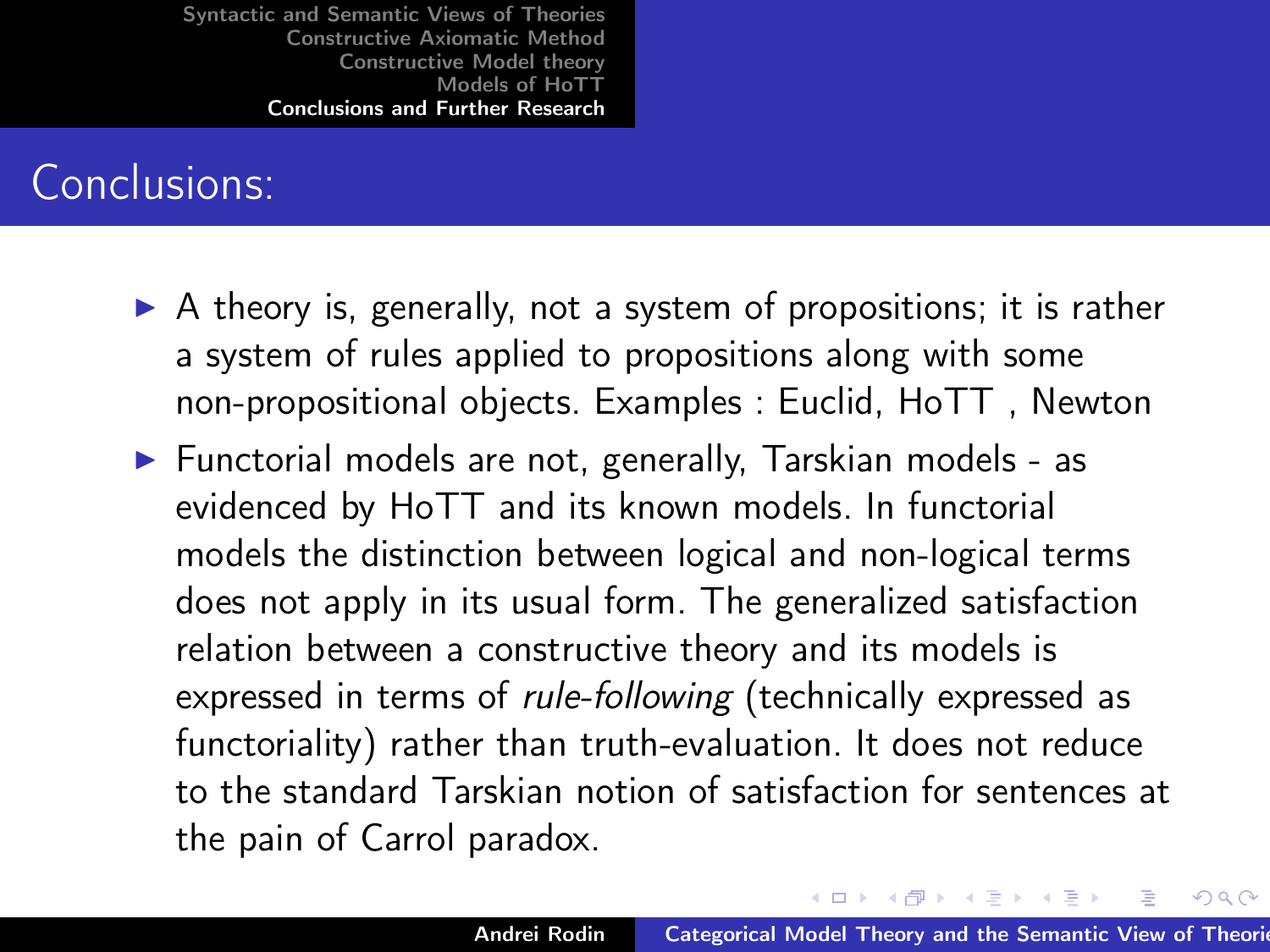# Conclusions:

- A theory is, generally, not a system of propositions; it is rather a system of rules applied to propositions along with some non-propositional objects. Examples : Euclid, HoTT , Newton
- Functorial models are not, generally, Tarskian models - as evidenced by HoTT and its known models. In functorial models the distinction between logical and non-logical terms does not apply in its usual form. The generalized satisfaction relation between a constructive theory and its models is expressed in terms of *rule-following* (technically expressed as functoriality) rather than truth-evaluation. It does not reduce to the standard Tarskian notion of satisfaction for sentences at the pain of Carrol paradox.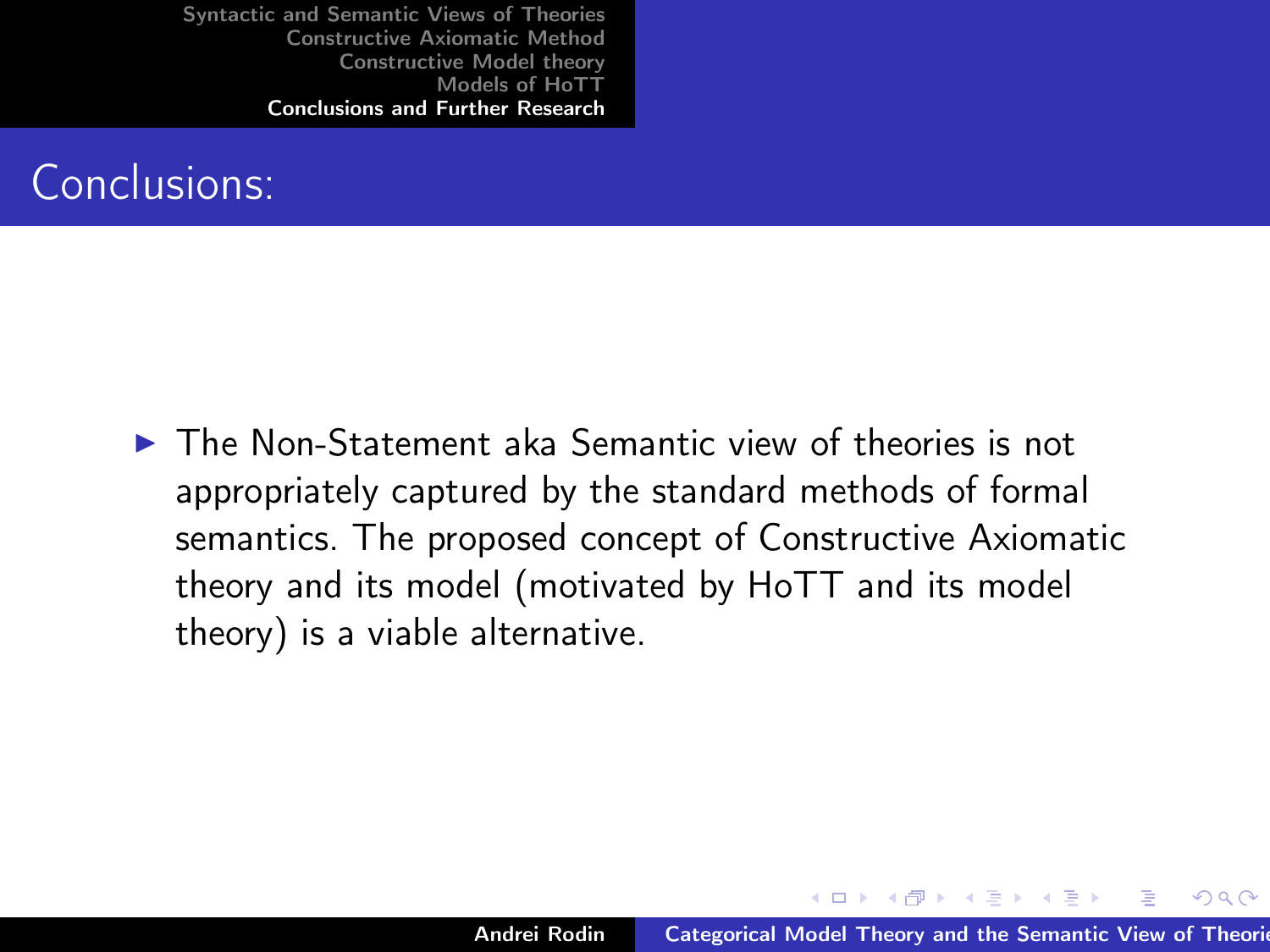# Conclusions:

- The Non-Statement aka Semantic view of theories is not appropriately captured by the standard methods of formal semantics. The proposed concept of Constructive Axiomatic theory and its model (motivated by HoTT and its model theory) is a viable alternative.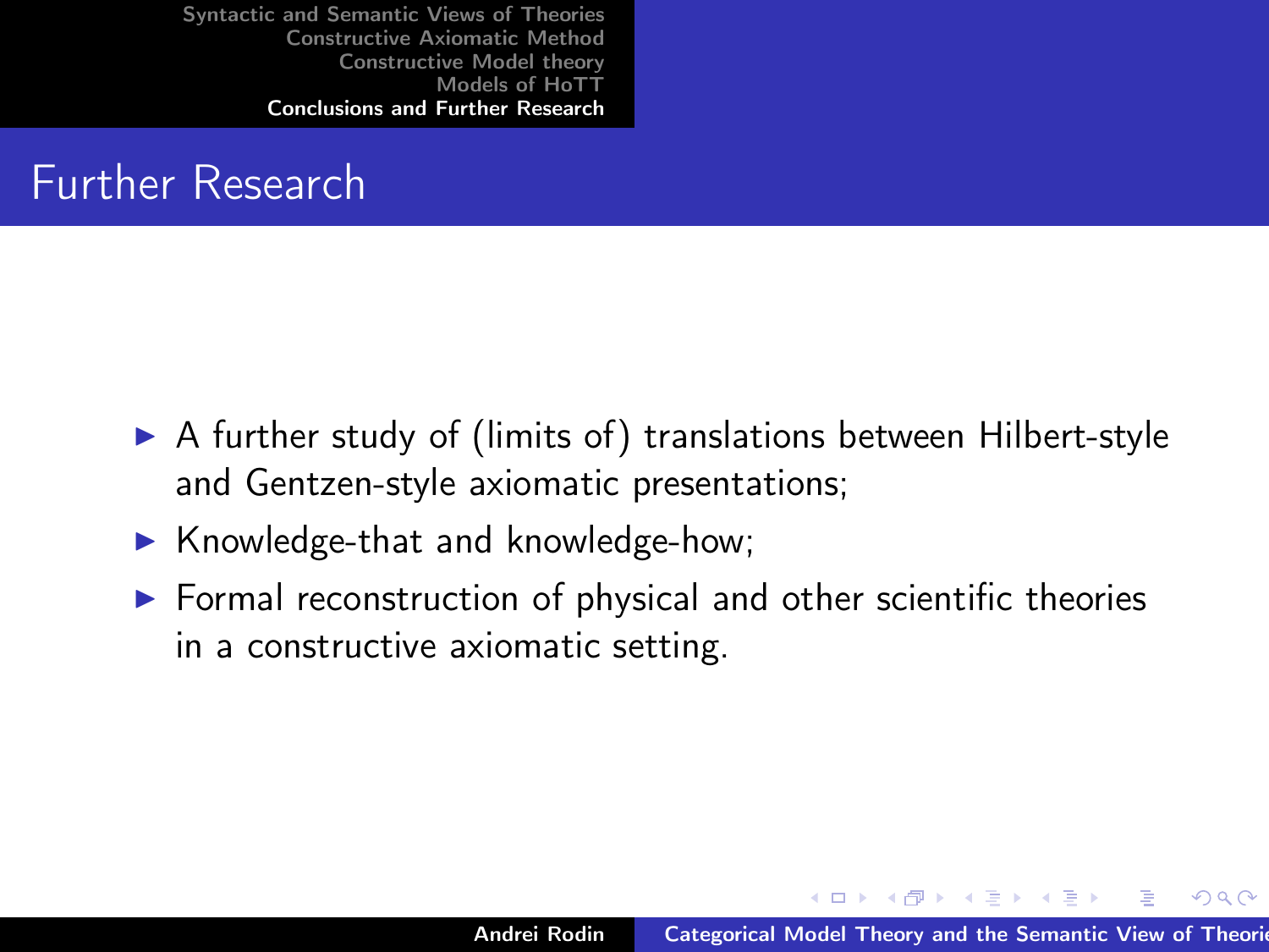# Further Research

- A further study of (limits of) translations between Hilbert-style and Gentzen-style axiomatic presentations;
- Knowledge-that and knowledge-how;
- Formal reconstruction of physical and other scientific theories in a constructive axiomatic setting.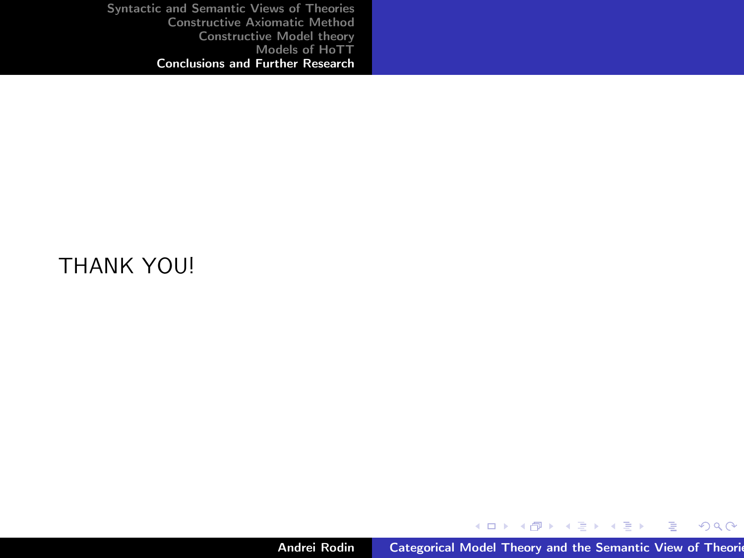THANK YOU!